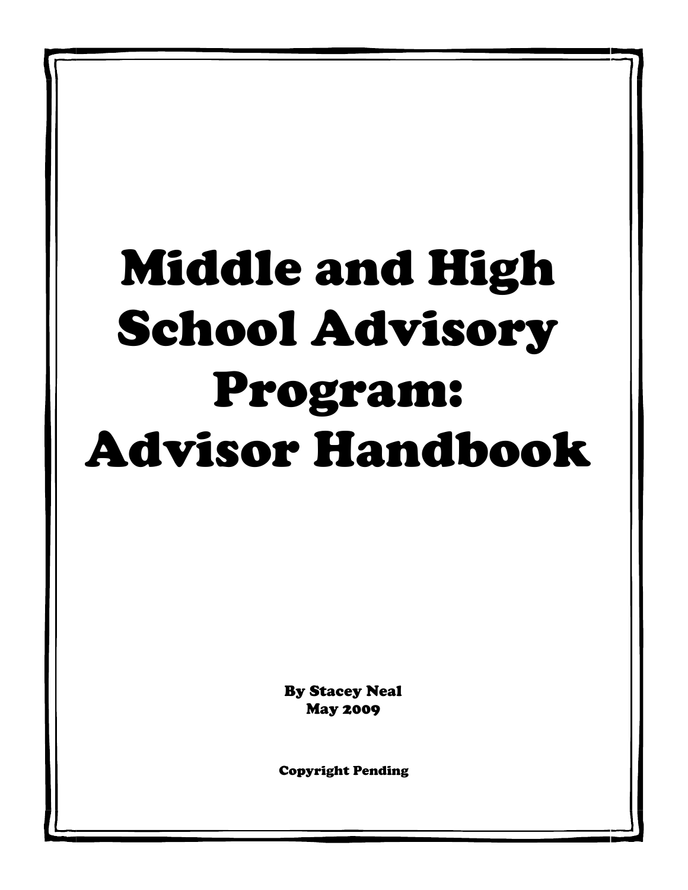# Middle and High School Advisory Program: Advisor Handbook

By Stacey Neal
May 2009

Copyright Pending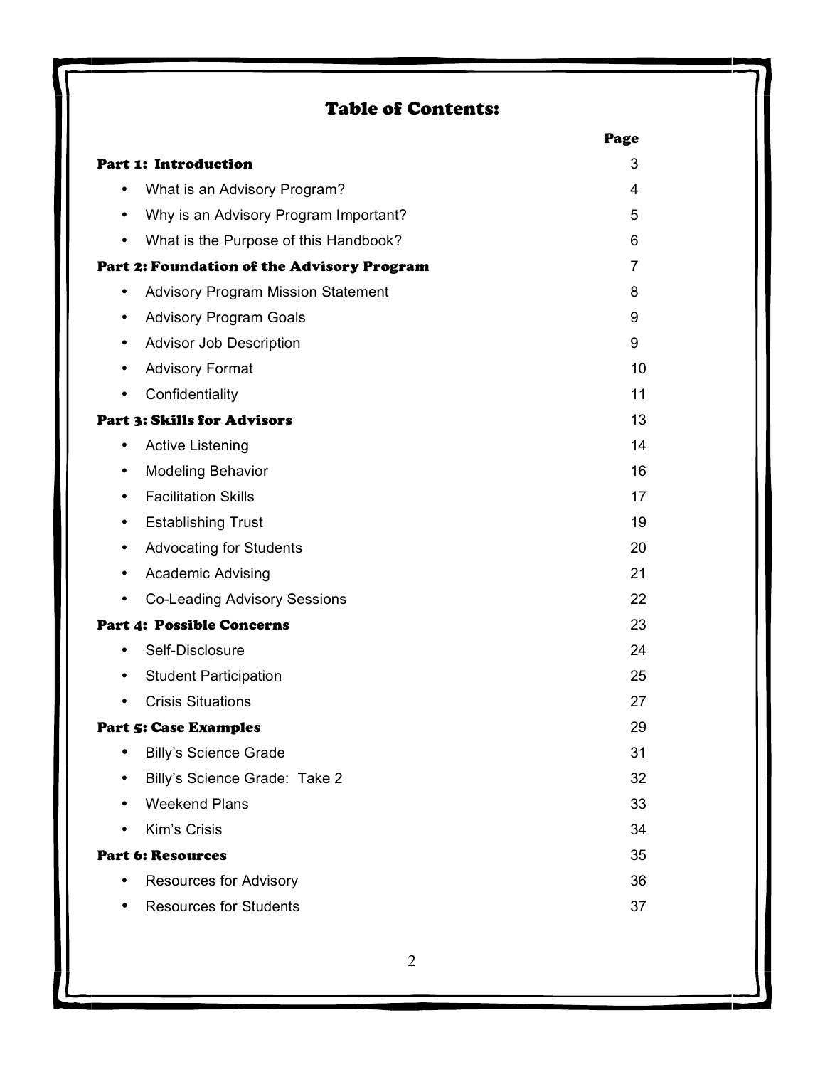# Table of Contents:

| | Page |
|---|---|
| **Part 1: Introduction** | 3 |
| • What is an Advisory Program? | 4 |
| • Why is an Advisory Program Important? | 5 |
| • What is the Purpose of this Handbook? | 6 |
| **Part 2: Foundation of the Advisory Program** | 7 |
| • Advisory Program Mission Statement | 8 |
| • Advisory Program Goals | 9 |
| • Advisor Job Description | 9 |
| • Advisory Format | 10 |
| • Confidentiality | 11 |
| **Part 3: Skills for Advisors** | 13 |
| • Active Listening | 14 |
| • Modeling Behavior | 16 |
| • Facilitation Skills | 17 |
| • Establishing Trust | 19 |
| • Advocating for Students | 20 |
| • Academic Advising | 21 |
| • Co-Leading Advisory Sessions | 22 |
| **Part 4: Possible Concerns** | 23 |
| • Self-Disclosure | 24 |
| • Student Participation | 25 |
| • Crisis Situations | 27 |
| **Part 5: Case Examples** | 29 |
| • Billy's Science Grade | 31 |
| • Billy's Science Grade: Take 2 | 32 |
| • Weekend Plans | 33 |
| • Kim's Crisis | 34 |
| **Part 6: Resources** | 35 |
| • Resources for Advisory | 36 |
| • Resources for Students | 37 |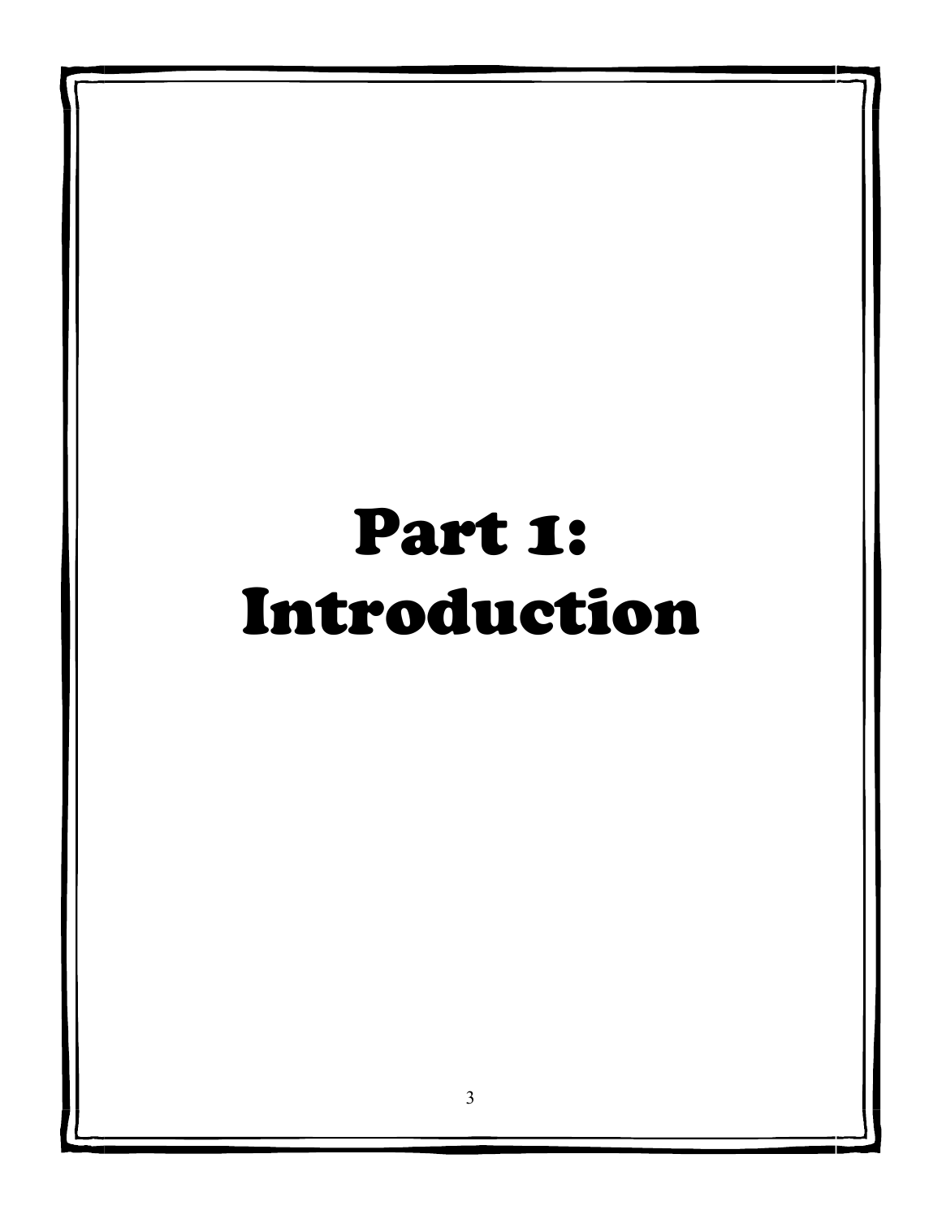# Part 1: Introduction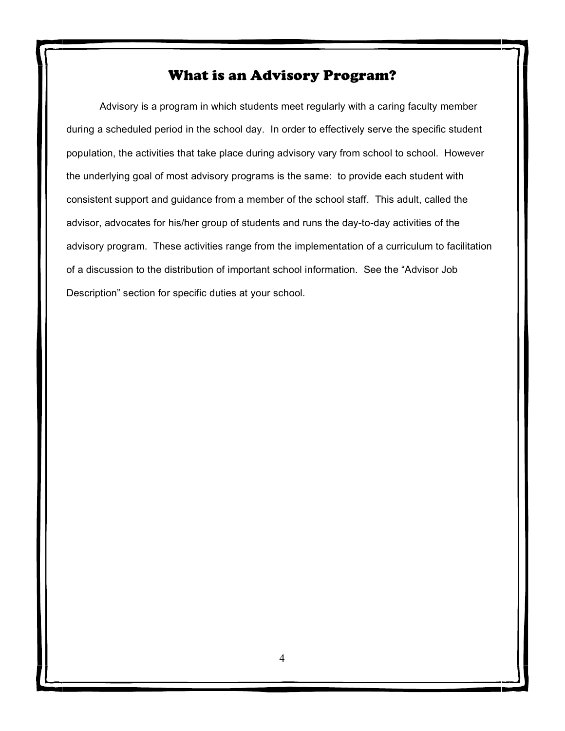# What is an Advisory Program?

Advisory is a program in which students meet regularly with a caring faculty member during a scheduled period in the school day. In order to effectively serve the specific student population, the activities that take place during advisory vary from school to school. However the underlying goal of most advisory programs is the same: to provide each student with consistent support and guidance from a member of the school staff. This adult, called the advisor, advocates for his/her group of students and runs the day-to-day activities of the advisory program. These activities range from the implementation of a curriculum to facilitation of a discussion to the distribution of important school information. See the "Advisor Job Description" section for specific duties at your school.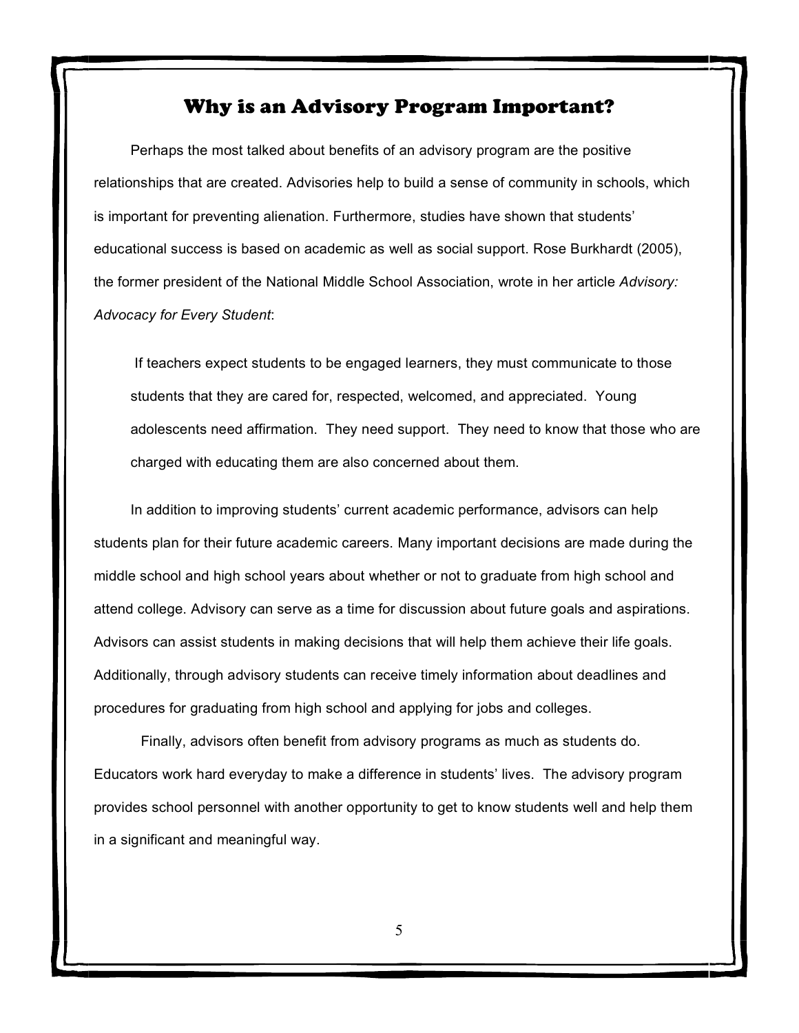## Why is an Advisory Program Important?

Perhaps the most talked about benefits of an advisory program are the positive relationships that are created. Advisories help to build a sense of community in schools, which is important for preventing alienation. Furthermore, studies have shown that students' educational success is based on academic as well as social support. Rose Burkhardt (2005), the former president of the National Middle School Association, wrote in her article *Advisory: Advocacy for Every Student*:

> If teachers expect students to be engaged learners, they must communicate to those students that they are cared for, respected, welcomed, and appreciated. Young adolescents need affirmation. They need support. They need to know that those who are charged with educating them are also concerned about them.

In addition to improving students' current academic performance, advisors can help students plan for their future academic careers. Many important decisions are made during the middle school and high school years about whether or not to graduate from high school and attend college. Advisory can serve as a time for discussion about future goals and aspirations. Advisors can assist students in making decisions that will help them achieve their life goals. Additionally, through advisory students can receive timely information about deadlines and procedures for graduating from high school and applying for jobs and colleges.

Finally, advisors often benefit from advisory programs as much as students do. Educators work hard everyday to make a difference in students' lives. The advisory program provides school personnel with another opportunity to get to know students well and help them in a significant and meaningful way.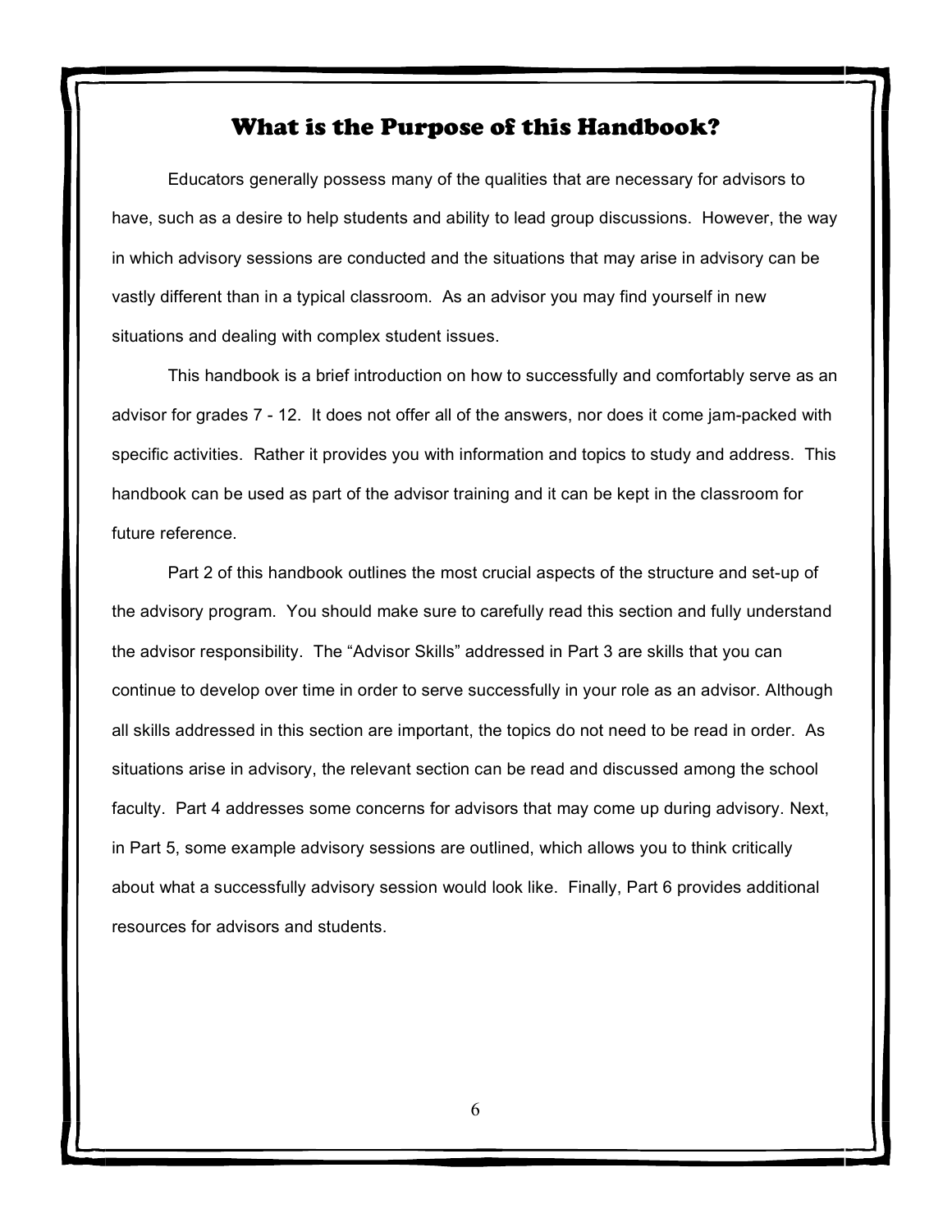## What is the Purpose of this Handbook?

Educators generally possess many of the qualities that are necessary for advisors to have, such as a desire to help students and ability to lead group discussions. However, the way in which advisory sessions are conducted and the situations that may arise in advisory can be vastly different than in a typical classroom. As an advisor you may find yourself in new situations and dealing with complex student issues.

This handbook is a brief introduction on how to successfully and comfortably serve as an advisor for grades 7 - 12. It does not offer all of the answers, nor does it come jam-packed with specific activities. Rather it provides you with information and topics to study and address. This handbook can be used as part of the advisor training and it can be kept in the classroom for future reference.

Part 2 of this handbook outlines the most crucial aspects of the structure and set-up of the advisory program. You should make sure to carefully read this section and fully understand the advisor responsibility. The "Advisor Skills" addressed in Part 3 are skills that you can continue to develop over time in order to serve successfully in your role as an advisor. Although all skills addressed in this section are important, the topics do not need to be read in order. As situations arise in advisory, the relevant section can be read and discussed among the school faculty. Part 4 addresses some concerns for advisors that may come up during advisory. Next, in Part 5, some example advisory sessions are outlined, which allows you to think critically about what a successfully advisory session would look like. Finally, Part 6 provides additional resources for advisors and students.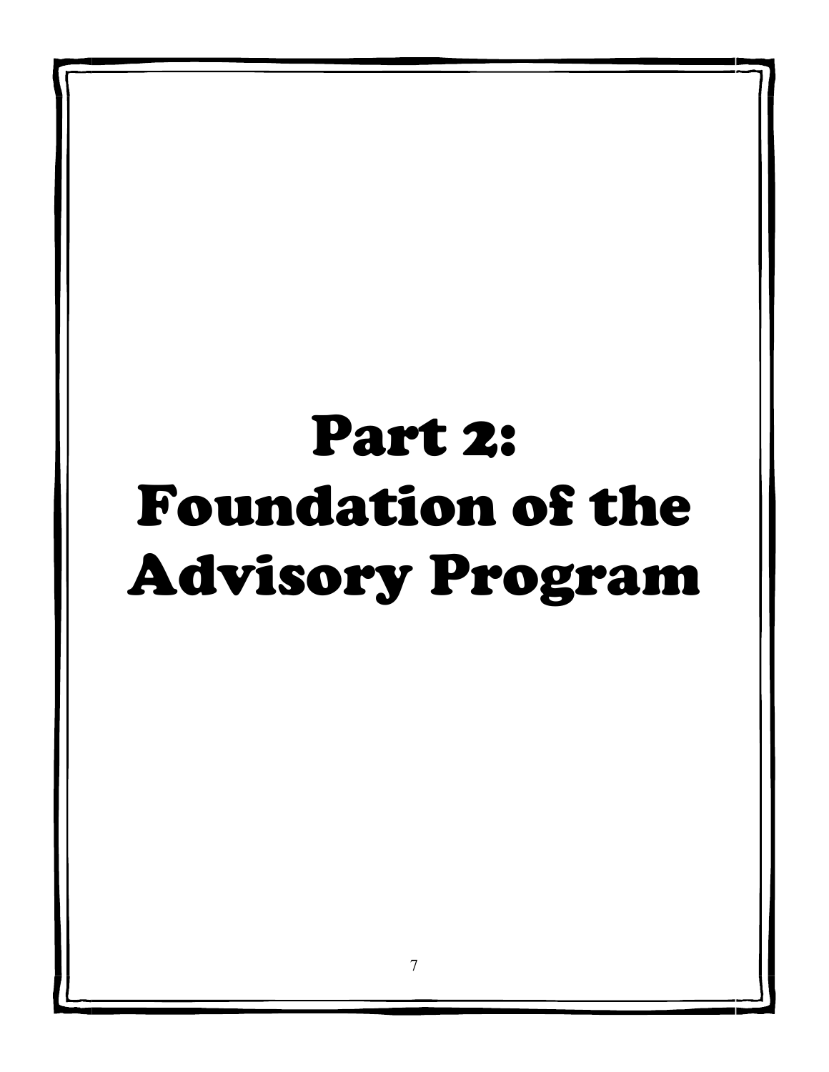# Part 2: Foundation of the Advisory Program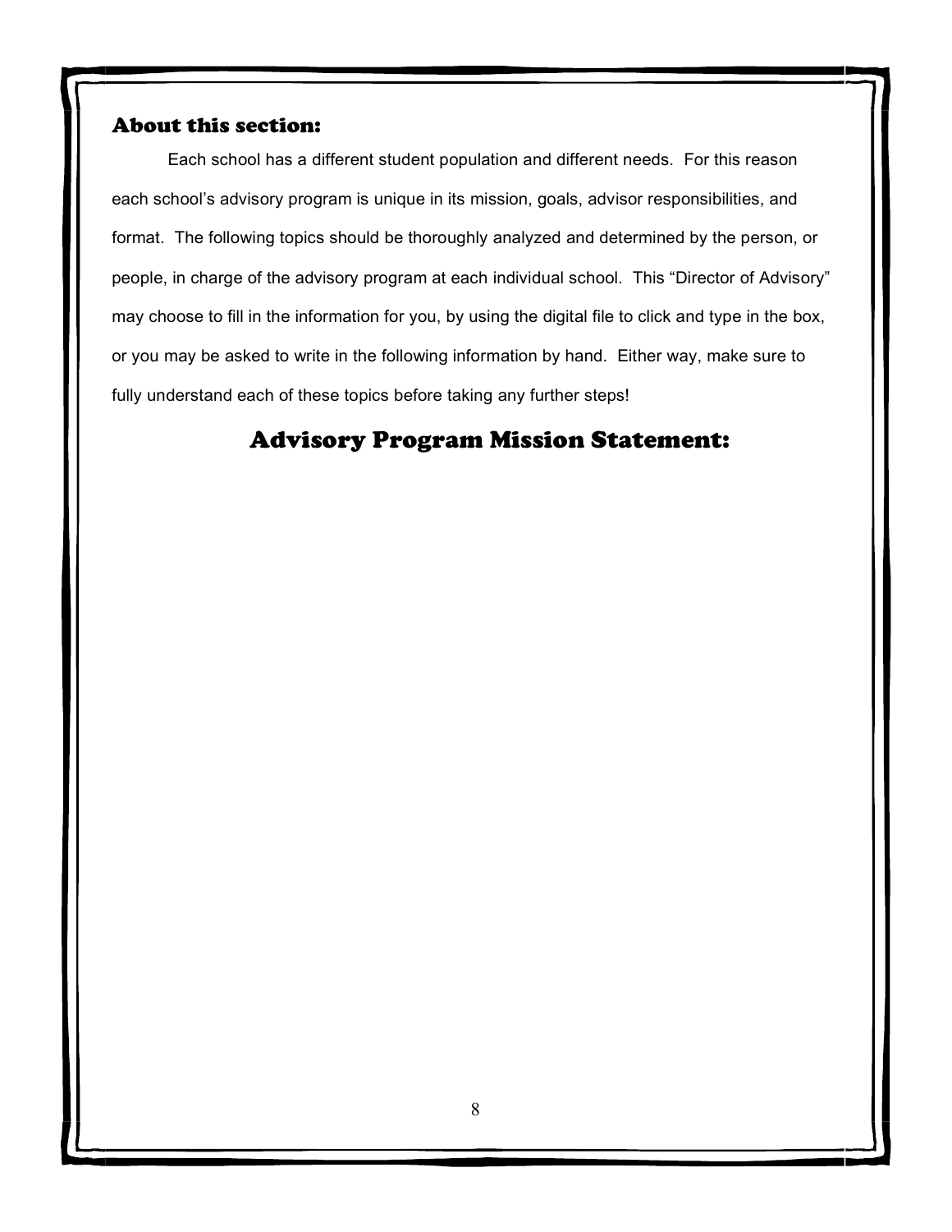## About this section:

Each school has a different student population and different needs. For this reason each school's advisory program is unique in its mission, goals, advisor responsibilities, and format. The following topics should be thoroughly analyzed and determined by the person, or people, in charge of the advisory program at each individual school. This "Director of Advisory" may choose to fill in the information for you, by using the digital file to click and type in the box, or you may be asked to write in the following information by hand. Either way, make sure to fully understand each of these topics before taking any further steps!

## Advisory Program Mission Statement: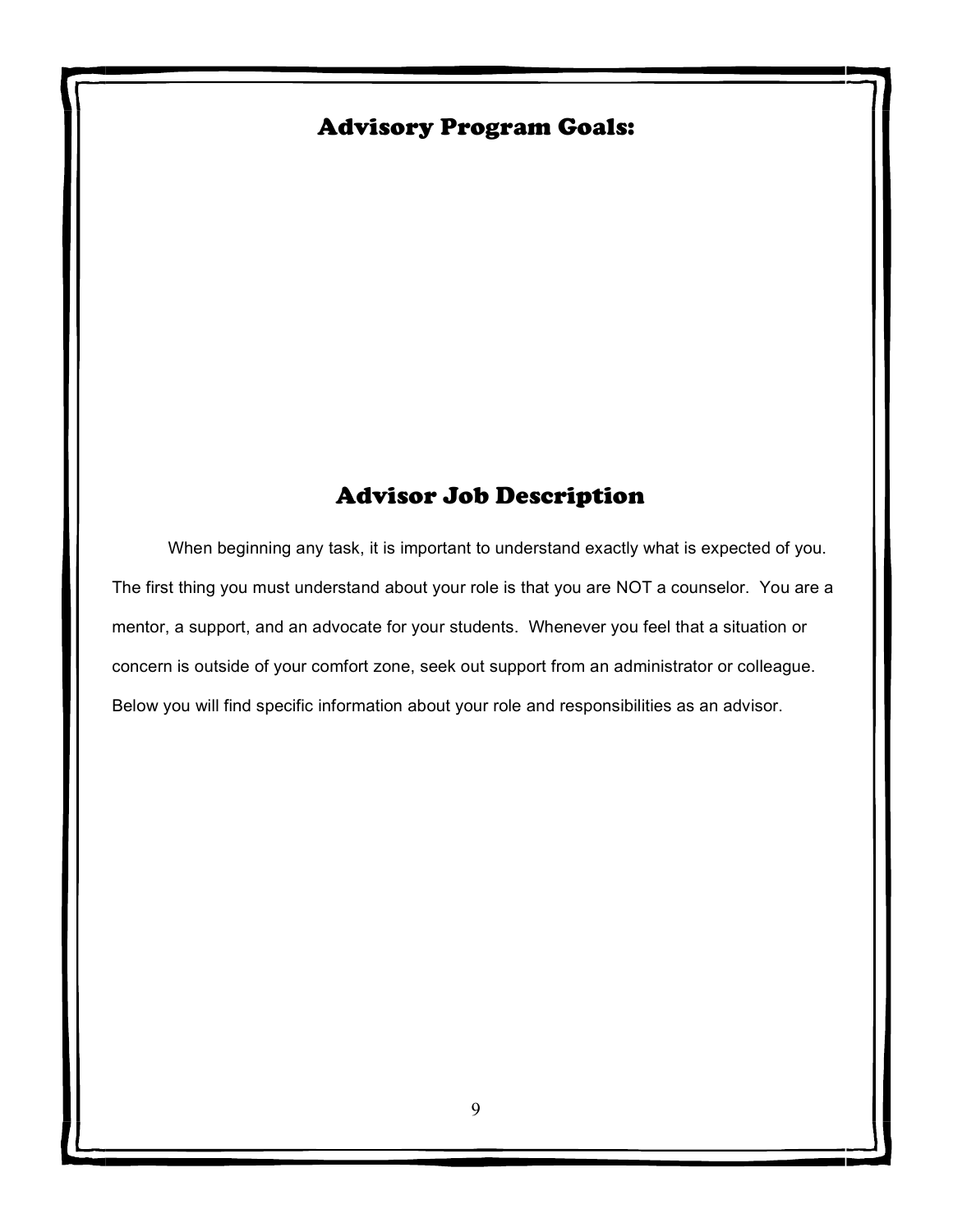## Advisory Program Goals:

## Advisor Job Description

When beginning any task, it is important to understand exactly what is expected of you. The first thing you must understand about your role is that you are NOT a counselor. You are a mentor, a support, and an advocate for your students. Whenever you feel that a situation or concern is outside of your comfort zone, seek out support from an administrator or colleague. Below you will find specific information about your role and responsibilities as an advisor.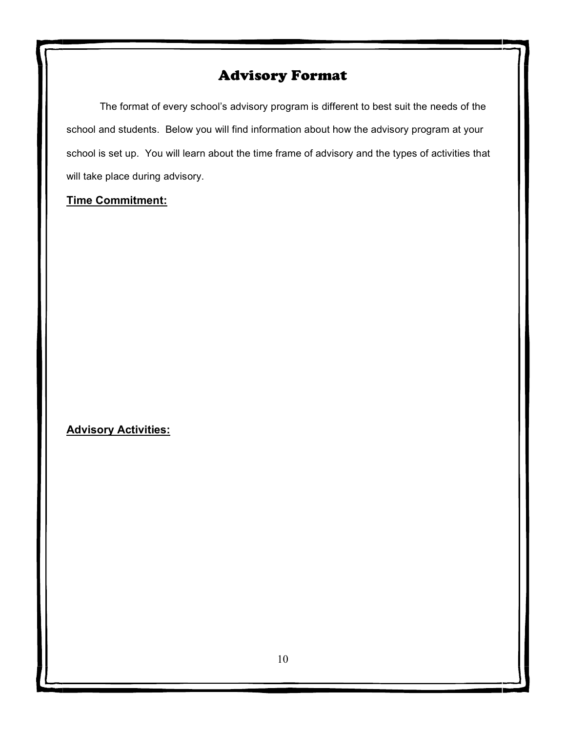# Advisory Format

The format of every school's advisory program is different to best suit the needs of the school and students. Below you will find information about how the advisory program at your school is set up. You will learn about the time frame of advisory and the types of activities that will take place during advisory.

**Time Commitment:**

**Advisory Activities:**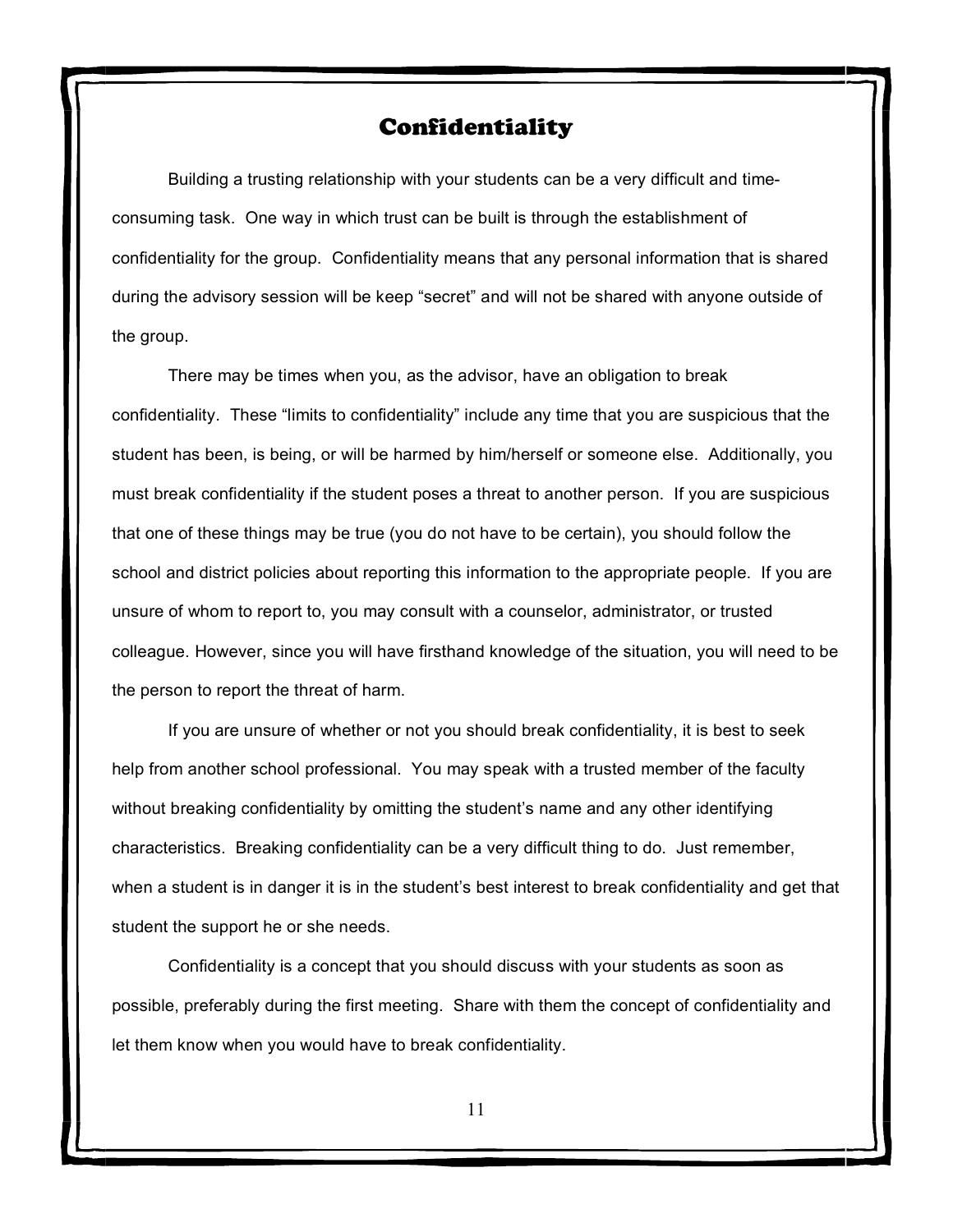# Confidentiality

Building a trusting relationship with your students can be a very difficult and time-consuming task. One way in which trust can be built is through the establishment of confidentiality for the group. Confidentiality means that any personal information that is shared during the advisory session will be keep "secret" and will not be shared with anyone outside of the group.

There may be times when you, as the advisor, have an obligation to break confidentiality. These "limits to confidentiality" include any time that you are suspicious that the student has been, is being, or will be harmed by him/herself or someone else. Additionally, you must break confidentiality if the student poses a threat to another person. If you are suspicious that one of these things may be true (you do not have to be certain), you should follow the school and district policies about reporting this information to the appropriate people. If you are unsure of whom to report to, you may consult with a counselor, administrator, or trusted colleague. However, since you will have firsthand knowledge of the situation, you will need to be the person to report the threat of harm.

If you are unsure of whether or not you should break confidentiality, it is best to seek help from another school professional. You may speak with a trusted member of the faculty without breaking confidentiality by omitting the student's name and any other identifying characteristics. Breaking confidentiality can be a very difficult thing to do. Just remember, when a student is in danger it is in the student's best interest to break confidentiality and get that student the support he or she needs.

Confidentiality is a concept that you should discuss with your students as soon as possible, preferably during the first meeting. Share with them the concept of confidentiality and let them know when you would have to break confidentiality.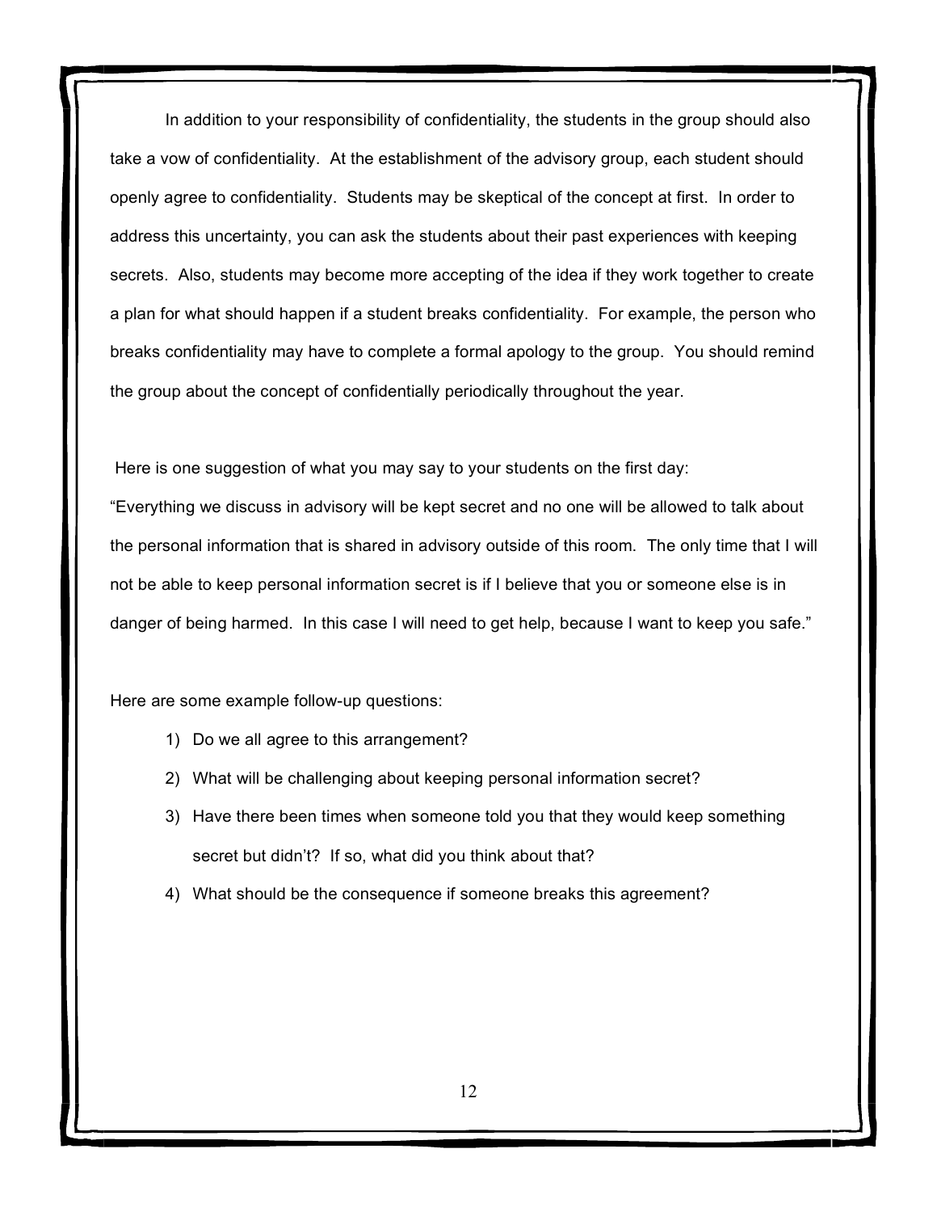In addition to your responsibility of confidentiality, the students in the group should also take a vow of confidentiality. At the establishment of the advisory group, each student should openly agree to confidentiality. Students may be skeptical of the concept at first. In order to address this uncertainty, you can ask the students about their past experiences with keeping secrets. Also, students may become more accepting of the idea if they work together to create a plan for what should happen if a student breaks confidentiality. For example, the person who breaks confidentiality may have to complete a formal apology to the group. You should remind the group about the concept of confidentially periodically throughout the year.

Here is one suggestion of what you may say to your students on the first day:

"Everything we discuss in advisory will be kept secret and no one will be allowed to talk about the personal information that is shared in advisory outside of this room. The only time that I will not be able to keep personal information secret is if I believe that you or someone else is in danger of being harmed. In this case I will need to get help, because I want to keep you safe."

Here are some example follow-up questions:

1) Do we all agree to this arrangement?
2) What will be challenging about keeping personal information secret?
3) Have there been times when someone told you that they would keep something secret but didn't? If so, what did you think about that?
4) What should be the consequence if someone breaks this agreement?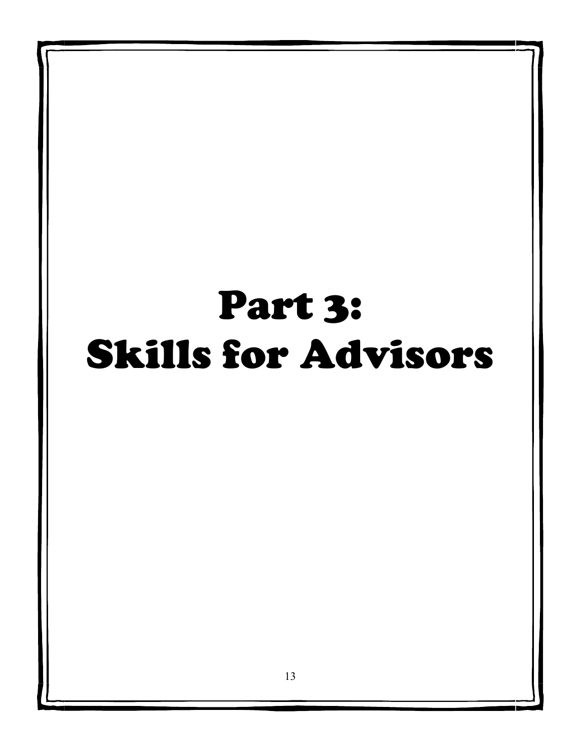# Part 3: Skills for Advisors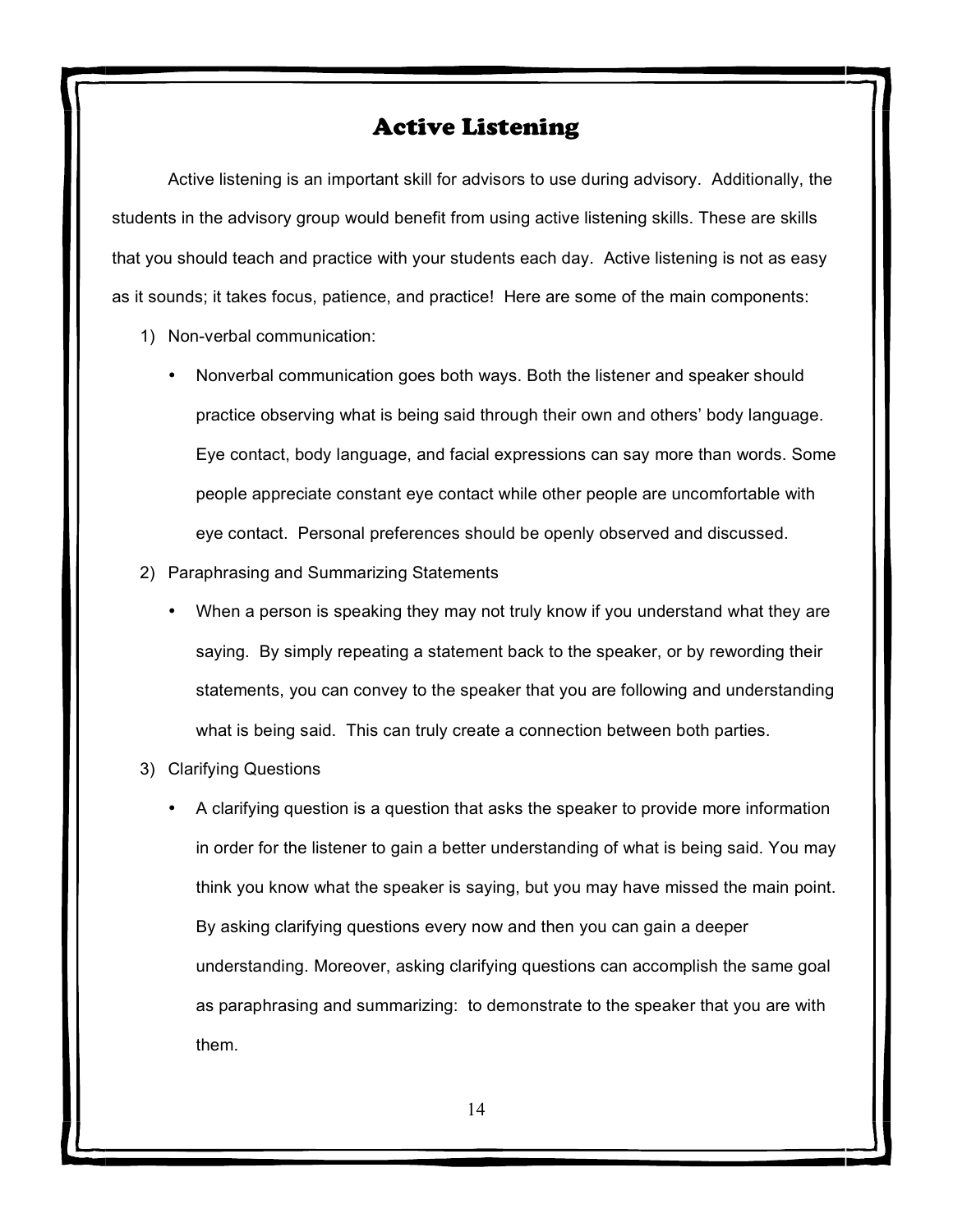# Active Listening

Active listening is an important skill for advisors to use during advisory. Additionally, the students in the advisory group would benefit from using active listening skills. These are skills that you should teach and practice with your students each day. Active listening is not as easy as it sounds; it takes focus, patience, and practice! Here are some of the main components:

1) Non-verbal communication:
   - Nonverbal communication goes both ways. Both the listener and speaker should practice observing what is being said through their own and others' body language. Eye contact, body language, and facial expressions can say more than words. Some people appreciate constant eye contact while other people are uncomfortable with eye contact. Personal preferences should be openly observed and discussed.

2) Paraphrasing and Summarizing Statements
   - When a person is speaking they may not truly know if you understand what they are saying. By simply repeating a statement back to the speaker, or by rewording their statements, you can convey to the speaker that you are following and understanding what is being said. This can truly create a connection between both parties.

3) Clarifying Questions
   - A clarifying question is a question that asks the speaker to provide more information in order for the listener to gain a better understanding of what is being said. You may think you know what the speaker is saying, but you may have missed the main point. By asking clarifying questions every now and then you can gain a deeper understanding. Moreover, asking clarifying questions can accomplish the same goal as paraphrasing and summarizing: to demonstrate to the speaker that you are with them.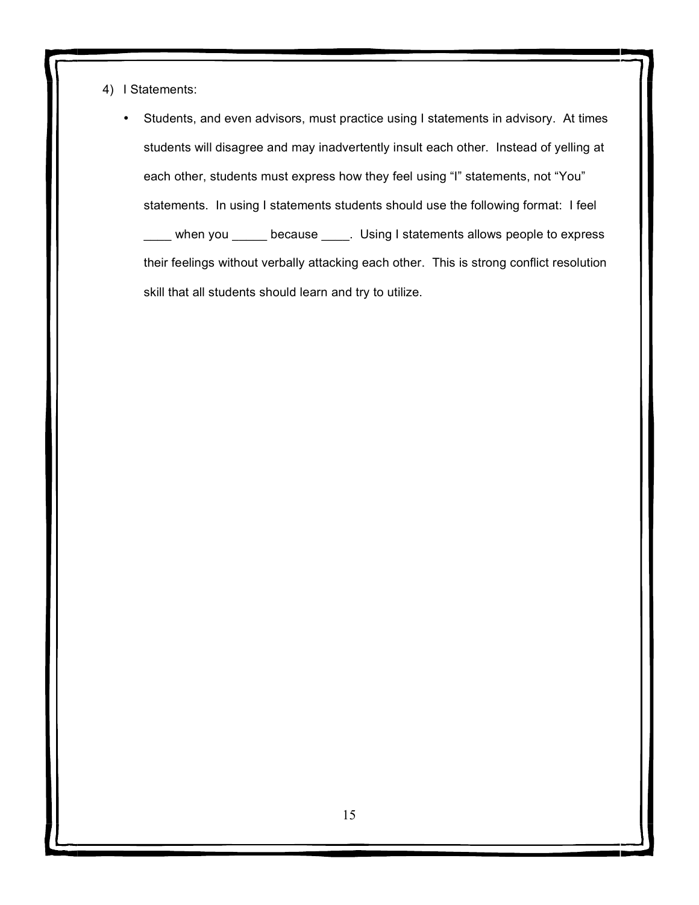4) I Statements:

- Students, and even advisors, must practice using I statements in advisory. At times students will disagree and may inadvertently insult each other. Instead of yelling at each other, students must express how they feel using "I" statements, not "You" statements. In using I statements students should use the following format: I feel ____ when you _____ because ____. Using I statements allows people to express their feelings without verbally attacking each other. This is strong conflict resolution skill that all students should learn and try to utilize.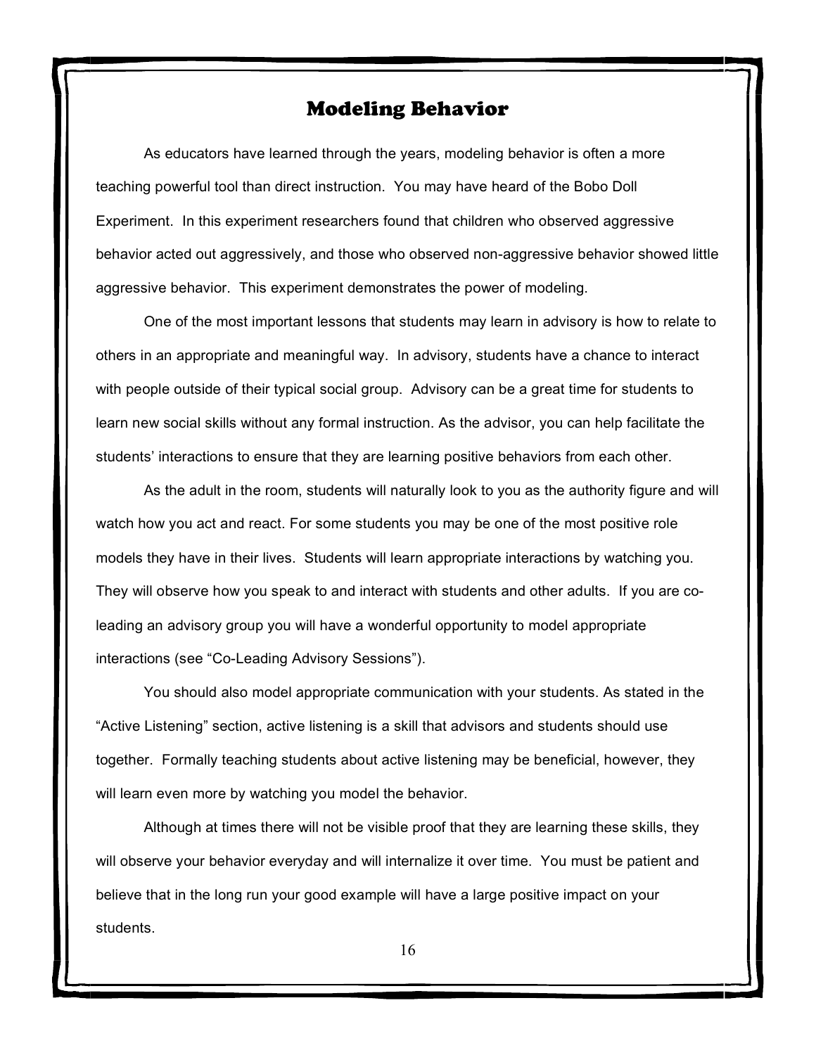## Modeling Behavior

As educators have learned through the years, modeling behavior is often a more teaching powerful tool than direct instruction. You may have heard of the Bobo Doll Experiment. In this experiment researchers found that children who observed aggressive behavior acted out aggressively, and those who observed non-aggressive behavior showed little aggressive behavior. This experiment demonstrates the power of modeling.

One of the most important lessons that students may learn in advisory is how to relate to others in an appropriate and meaningful way. In advisory, students have a chance to interact with people outside of their typical social group. Advisory can be a great time for students to learn new social skills without any formal instruction. As the advisor, you can help facilitate the students' interactions to ensure that they are learning positive behaviors from each other.

As the adult in the room, students will naturally look to you as the authority figure and will watch how you act and react. For some students you may be one of the most positive role models they have in their lives. Students will learn appropriate interactions by watching you. They will observe how you speak to and interact with students and other adults. If you are co-leading an advisory group you will have a wonderful opportunity to model appropriate interactions (see "Co-Leading Advisory Sessions").

You should also model appropriate communication with your students. As stated in the "Active Listening" section, active listening is a skill that advisors and students should use together. Formally teaching students about active listening may be beneficial, however, they will learn even more by watching you model the behavior.

Although at times there will not be visible proof that they are learning these skills, they will observe your behavior everyday and will internalize it over time. You must be patient and believe that in the long run your good example will have a large positive impact on your students.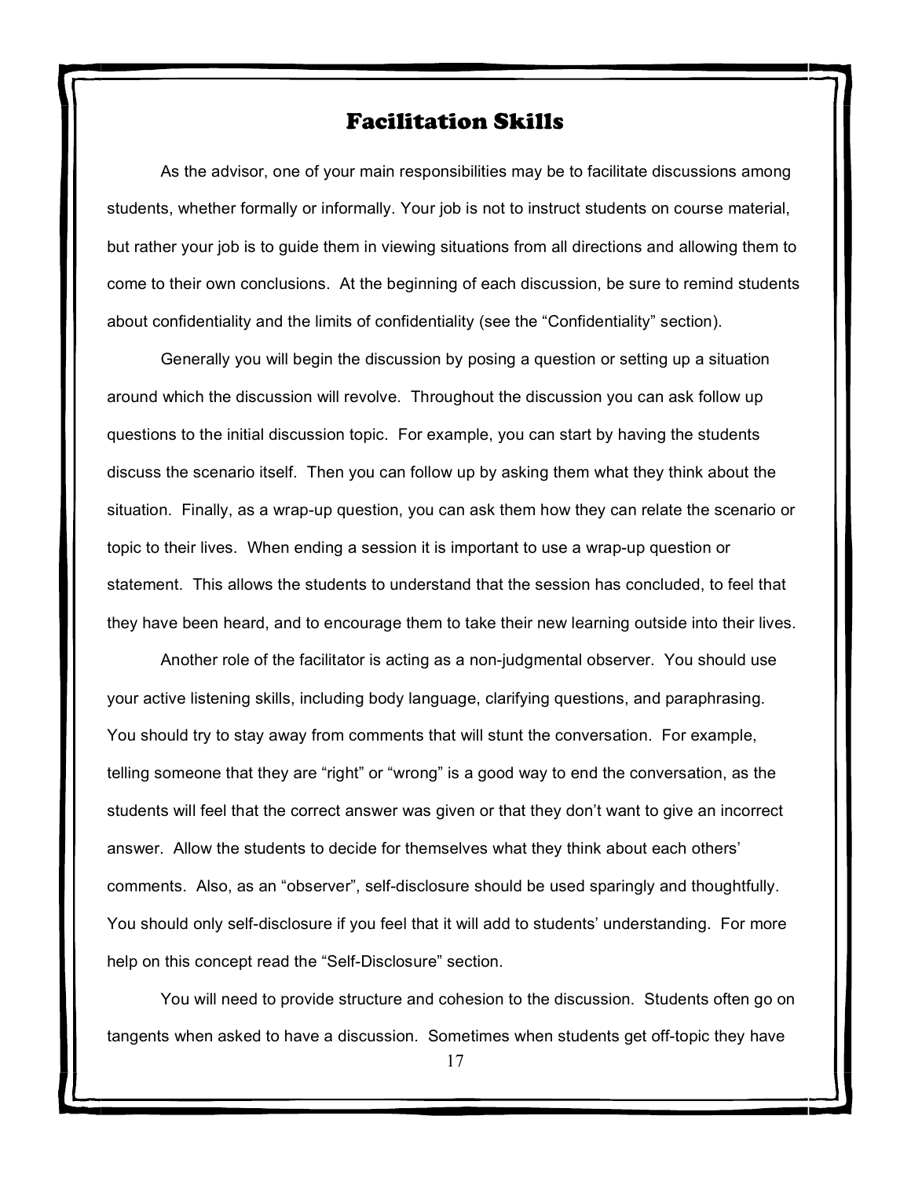## Facilitation Skills

As the advisor, one of your main responsibilities may be to facilitate discussions among students, whether formally or informally. Your job is not to instruct students on course material, but rather your job is to guide them in viewing situations from all directions and allowing them to come to their own conclusions. At the beginning of each discussion, be sure to remind students about confidentiality and the limits of confidentiality (see the "Confidentiality" section).

Generally you will begin the discussion by posing a question or setting up a situation around which the discussion will revolve. Throughout the discussion you can ask follow up questions to the initial discussion topic. For example, you can start by having the students discuss the scenario itself. Then you can follow up by asking them what they think about the situation. Finally, as a wrap-up question, you can ask them how they can relate the scenario or topic to their lives. When ending a session it is important to use a wrap-up question or statement. This allows the students to understand that the session has concluded, to feel that they have been heard, and to encourage them to take their new learning outside into their lives.

Another role of the facilitator is acting as a non-judgmental observer. You should use your active listening skills, including body language, clarifying questions, and paraphrasing. You should try to stay away from comments that will stunt the conversation. For example, telling someone that they are "right" or "wrong" is a good way to end the conversation, as the students will feel that the correct answer was given or that they don't want to give an incorrect answer. Allow the students to decide for themselves what they think about each others' comments. Also, as an "observer", self-disclosure should be used sparingly and thoughtfully. You should only self-disclosure if you feel that it will add to students' understanding. For more help on this concept read the "Self-Disclosure" section.

You will need to provide structure and cohesion to the discussion. Students often go on tangents when asked to have a discussion. Sometimes when students get off-topic they have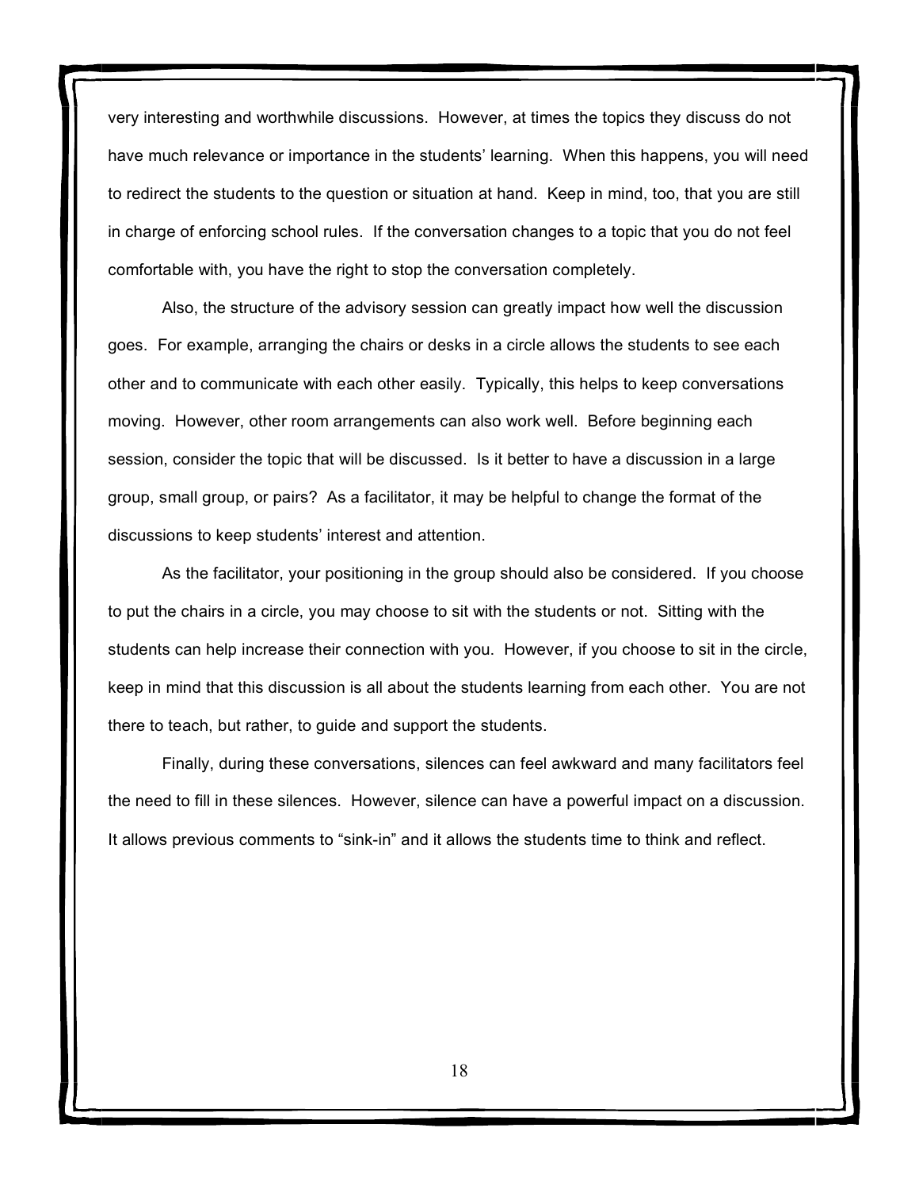very interesting and worthwhile discussions. However, at times the topics they discuss do not have much relevance or importance in the students' learning. When this happens, you will need to redirect the students to the question or situation at hand. Keep in mind, too, that you are still in charge of enforcing school rules. If the conversation changes to a topic that you do not feel comfortable with, you have the right to stop the conversation completely.

Also, the structure of the advisory session can greatly impact how well the discussion goes. For example, arranging the chairs or desks in a circle allows the students to see each other and to communicate with each other easily. Typically, this helps to keep conversations moving. However, other room arrangements can also work well. Before beginning each session, consider the topic that will be discussed. Is it better to have a discussion in a large group, small group, or pairs? As a facilitator, it may be helpful to change the format of the discussions to keep students' interest and attention.

As the facilitator, your positioning in the group should also be considered. If you choose to put the chairs in a circle, you may choose to sit with the students or not. Sitting with the students can help increase their connection with you. However, if you choose to sit in the circle, keep in mind that this discussion is all about the students learning from each other. You are not there to teach, but rather, to guide and support the students.

Finally, during these conversations, silences can feel awkward and many facilitators feel the need to fill in these silences. However, silence can have a powerful impact on a discussion. It allows previous comments to "sink-in" and it allows the students time to think and reflect.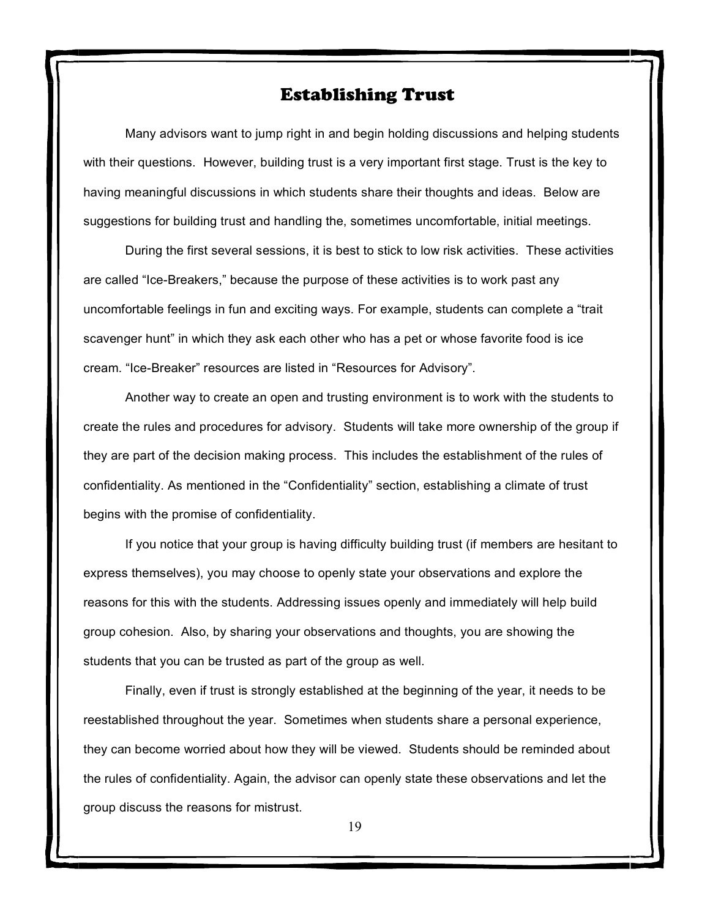# Establishing Trust

Many advisors want to jump right in and begin holding discussions and helping students with their questions. However, building trust is a very important first stage. Trust is the key to having meaningful discussions in which students share their thoughts and ideas. Below are suggestions for building trust and handling the, sometimes uncomfortable, initial meetings.

During the first several sessions, it is best to stick to low risk activities. These activities are called "Ice-Breakers," because the purpose of these activities is to work past any uncomfortable feelings in fun and exciting ways. For example, students can complete a "trait scavenger hunt" in which they ask each other who has a pet or whose favorite food is ice cream. "Ice-Breaker" resources are listed in "Resources for Advisory".

Another way to create an open and trusting environment is to work with the students to create the rules and procedures for advisory. Students will take more ownership of the group if they are part of the decision making process. This includes the establishment of the rules of confidentiality. As mentioned in the "Confidentiality" section, establishing a climate of trust begins with the promise of confidentiality.

If you notice that your group is having difficulty building trust (if members are hesitant to express themselves), you may choose to openly state your observations and explore the reasons for this with the students. Addressing issues openly and immediately will help build group cohesion. Also, by sharing your observations and thoughts, you are showing the students that you can be trusted as part of the group as well.

Finally, even if trust is strongly established at the beginning of the year, it needs to be reestablished throughout the year. Sometimes when students share a personal experience, they can become worried about how they will be viewed. Students should be reminded about the rules of confidentiality. Again, the advisor can openly state these observations and let the group discuss the reasons for mistrust.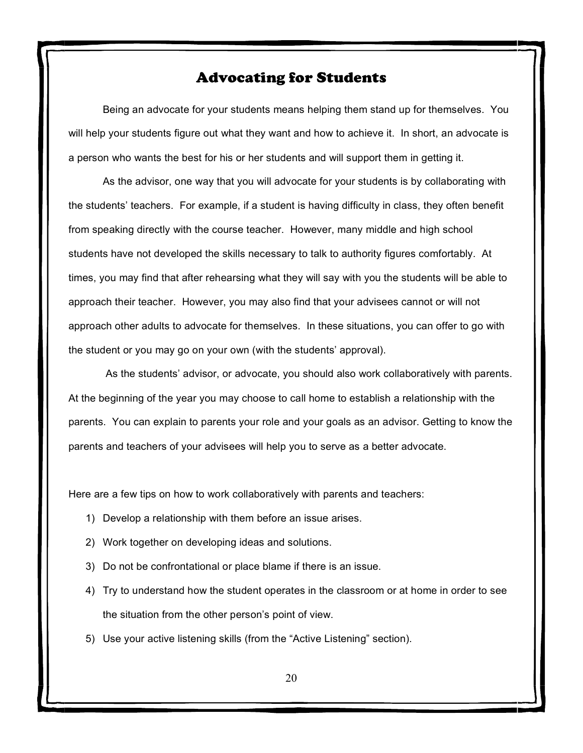## Advocating for Students

Being an advocate for your students means helping them stand up for themselves. You will help your students figure out what they want and how to achieve it. In short, an advocate is a person who wants the best for his or her students and will support them in getting it.

As the advisor, one way that you will advocate for your students is by collaborating with the students' teachers. For example, if a student is having difficulty in class, they often benefit from speaking directly with the course teacher. However, many middle and high school students have not developed the skills necessary to talk to authority figures comfortably. At times, you may find that after rehearsing what they will say with you the students will be able to approach their teacher. However, you may also find that your advisees cannot or will not approach other adults to advocate for themselves. In these situations, you can offer to go with the student or you may go on your own (with the students' approval).

As the students' advisor, or advocate, you should also work collaboratively with parents. At the beginning of the year you may choose to call home to establish a relationship with the parents. You can explain to parents your role and your goals as an advisor. Getting to know the parents and teachers of your advisees will help you to serve as a better advocate.

Here are a few tips on how to work collaboratively with parents and teachers:

1) Develop a relationship with them before an issue arises.
2) Work together on developing ideas and solutions.
3) Do not be confrontational or place blame if there is an issue.
4) Try to understand how the student operates in the classroom or at home in order to see the situation from the other person's point of view.
5) Use your active listening skills (from the "Active Listening" section).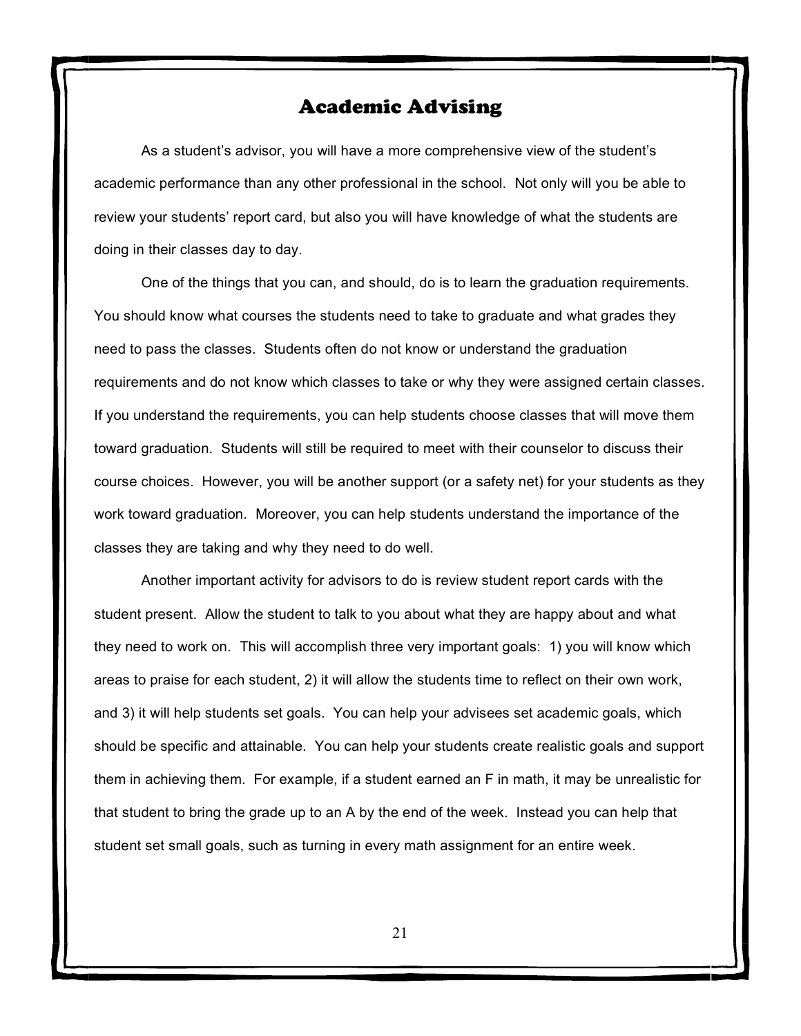# Academic Advising

As a student's advisor, you will have a more comprehensive view of the student's academic performance than any other professional in the school. Not only will you be able to review your students' report card, but also you will have knowledge of what the students are doing in their classes day to day.

One of the things that you can, and should, do is to learn the graduation requirements. You should know what courses the students need to take to graduate and what grades they need to pass the classes. Students often do not know or understand the graduation requirements and do not know which classes to take or why they were assigned certain classes. If you understand the requirements, you can help students choose classes that will move them toward graduation. Students will still be required to meet with their counselor to discuss their course choices. However, you will be another support (or a safety net) for your students as they work toward graduation. Moreover, you can help students understand the importance of the classes they are taking and why they need to do well.

Another important activity for advisors to do is review student report cards with the student present. Allow the student to talk to you about what they are happy about and what they need to work on. This will accomplish three very important goals: 1) you will know which areas to praise for each student, 2) it will allow the students time to reflect on their own work, and 3) it will help students set goals. You can help your advisees set academic goals, which should be specific and attainable. You can help your students create realistic goals and support them in achieving them. For example, if a student earned an F in math, it may be unrealistic for that student to bring the grade up to an A by the end of the week. Instead you can help that student set small goals, such as turning in every math assignment for an entire week.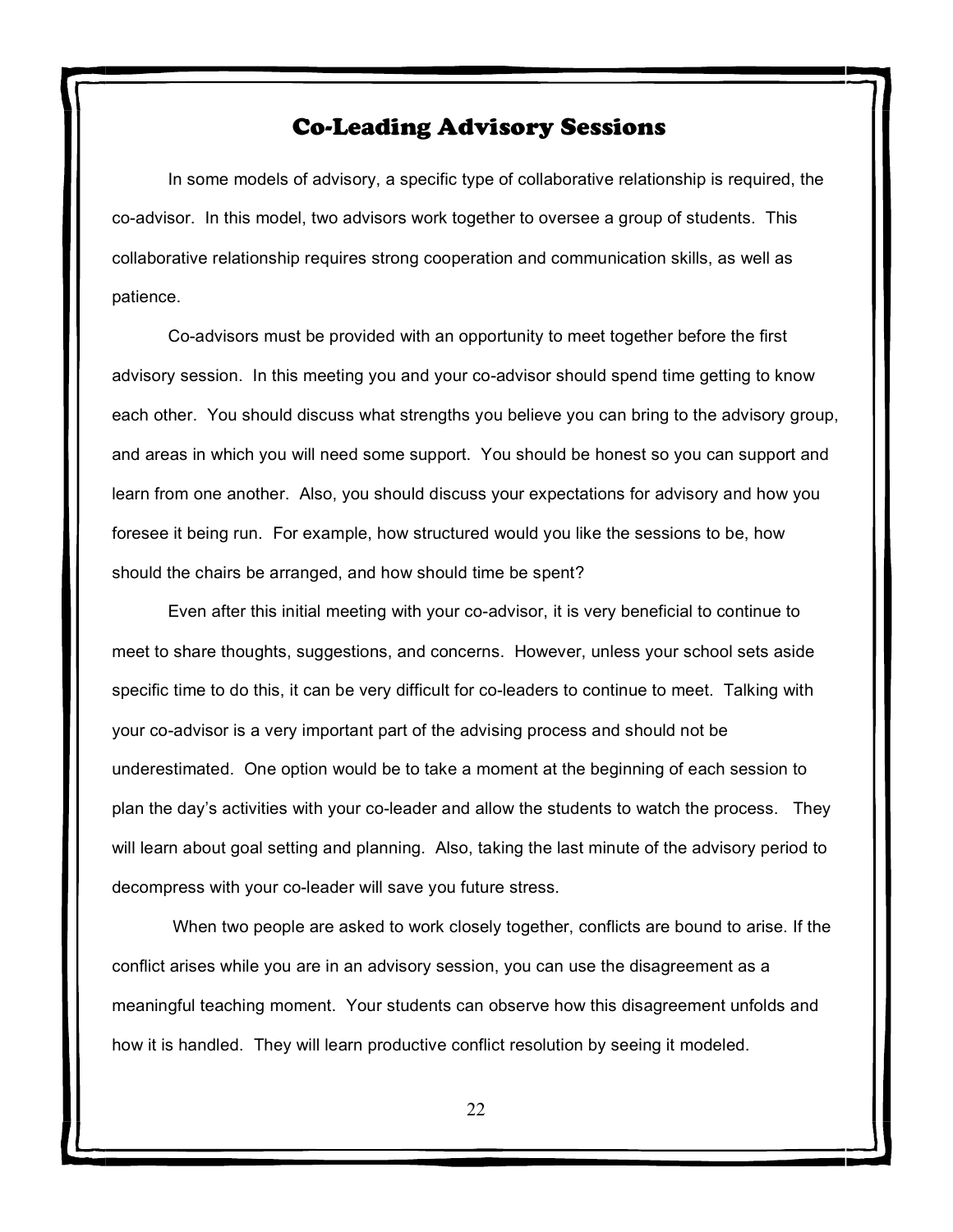# Co-Leading Advisory Sessions

In some models of advisory, a specific type of collaborative relationship is required, the co-advisor. In this model, two advisors work together to oversee a group of students. This collaborative relationship requires strong cooperation and communication skills, as well as patience.

Co-advisors must be provided with an opportunity to meet together before the first advisory session. In this meeting you and your co-advisor should spend time getting to know each other. You should discuss what strengths you believe you can bring to the advisory group, and areas in which you will need some support. You should be honest so you can support and learn from one another. Also, you should discuss your expectations for advisory and how you foresee it being run. For example, how structured would you like the sessions to be, how should the chairs be arranged, and how should time be spent?

Even after this initial meeting with your co-advisor, it is very beneficial to continue to meet to share thoughts, suggestions, and concerns. However, unless your school sets aside specific time to do this, it can be very difficult for co-leaders to continue to meet. Talking with your co-advisor is a very important part of the advising process and should not be underestimated. One option would be to take a moment at the beginning of each session to plan the day's activities with your co-leader and allow the students to watch the process. They will learn about goal setting and planning. Also, taking the last minute of the advisory period to decompress with your co-leader will save you future stress.

When two people are asked to work closely together, conflicts are bound to arise. If the conflict arises while you are in an advisory session, you can use the disagreement as a meaningful teaching moment. Your students can observe how this disagreement unfolds and how it is handled. They will learn productive conflict resolution by seeing it modeled.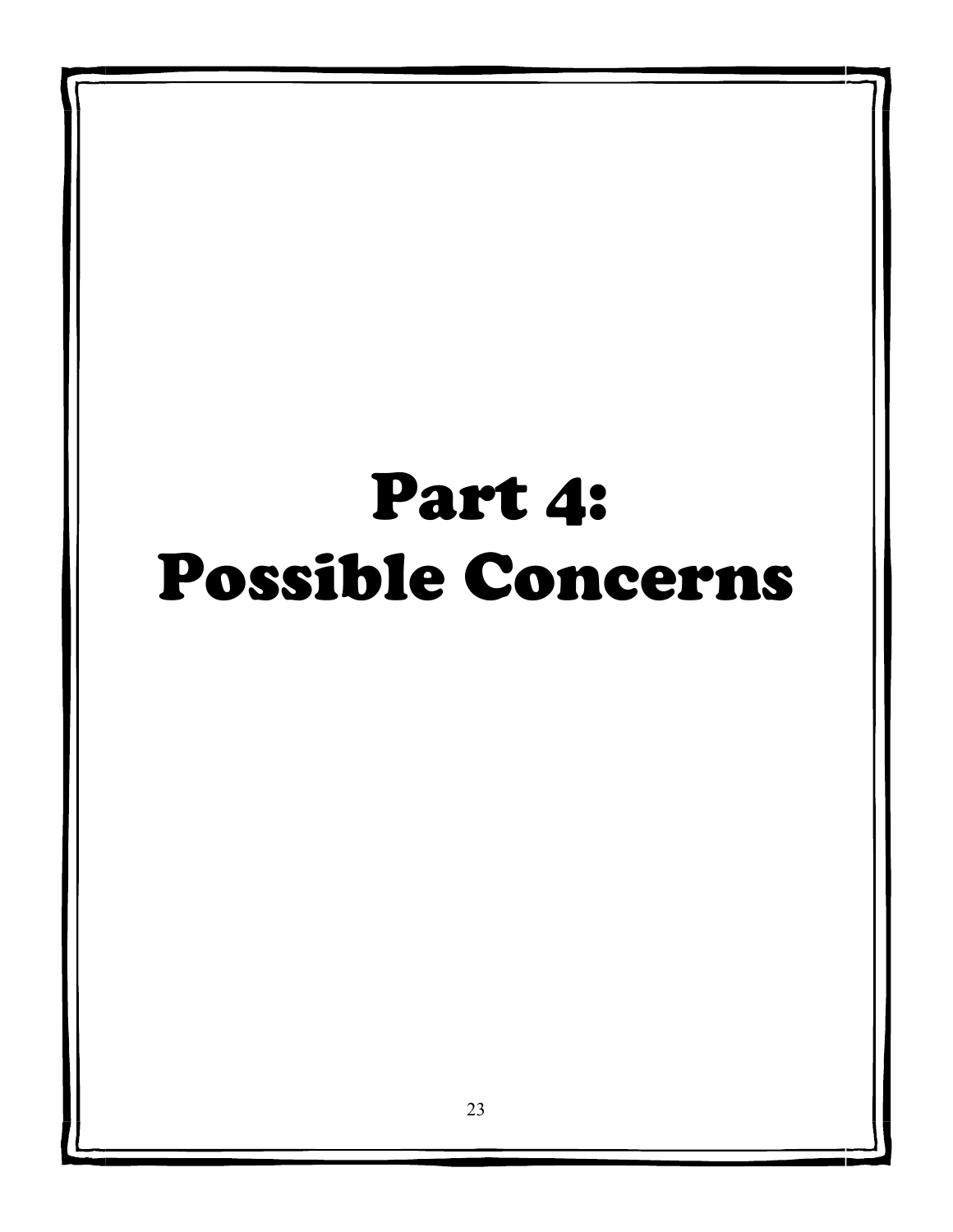# Part 4: Possible Concerns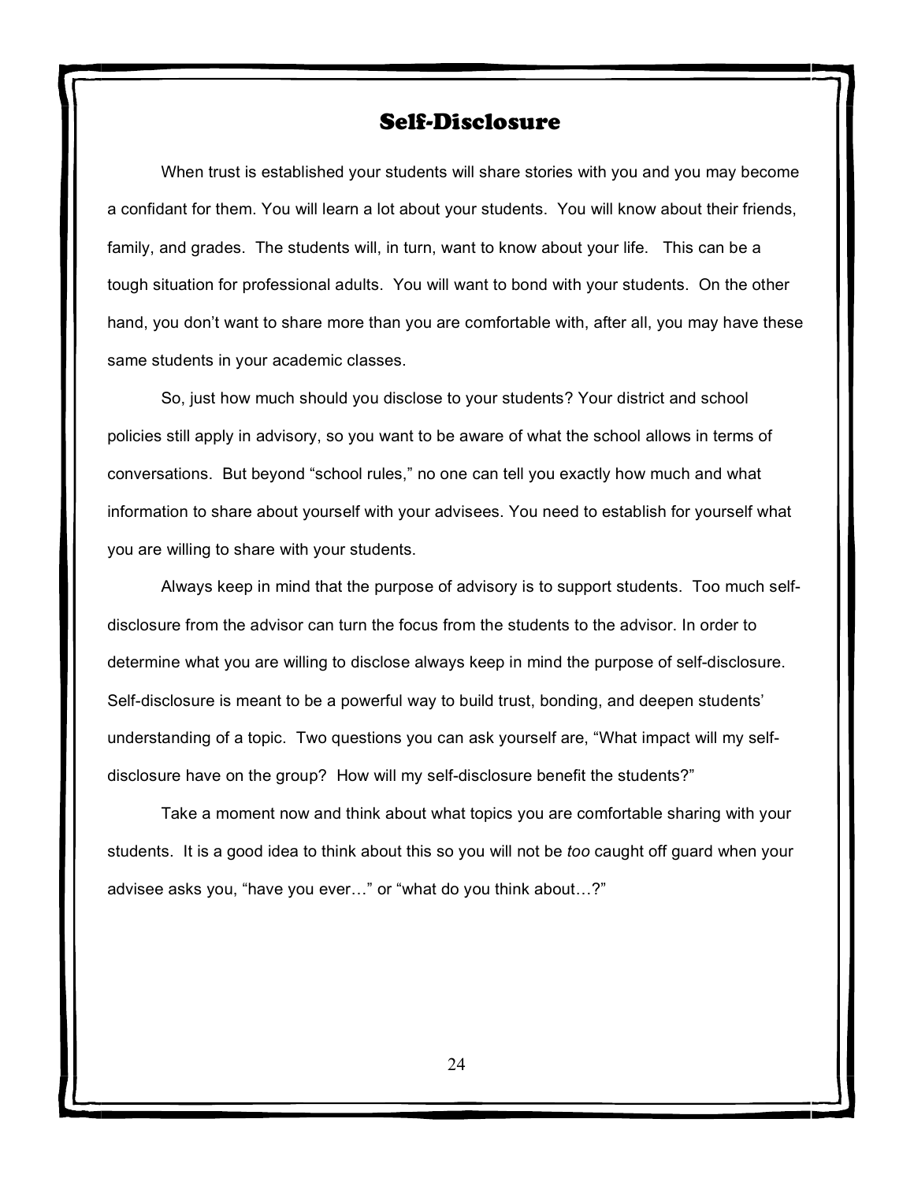# Self-Disclosure

When trust is established your students will share stories with you and you may become a confidant for them. You will learn a lot about your students. You will know about their friends, family, and grades. The students will, in turn, want to know about your life. This can be a tough situation for professional adults. You will want to bond with your students. On the other hand, you don't want to share more than you are comfortable with, after all, you may have these same students in your academic classes.

So, just how much should you disclose to your students? Your district and school policies still apply in advisory, so you want to be aware of what the school allows in terms of conversations. But beyond "school rules," no one can tell you exactly how much and what information to share about yourself with your advisees. You need to establish for yourself what you are willing to share with your students.

Always keep in mind that the purpose of advisory is to support students. Too much self-disclosure from the advisor can turn the focus from the students to the advisor. In order to determine what you are willing to disclose always keep in mind the purpose of self-disclosure. Self-disclosure is meant to be a powerful way to build trust, bonding, and deepen students' understanding of a topic. Two questions you can ask yourself are, "What impact will my self-disclosure have on the group? How will my self-disclosure benefit the students?"

Take a moment now and think about what topics you are comfortable sharing with your students. It is a good idea to think about this so you will not be *too* caught off guard when your advisee asks you, "have you ever…" or "what do you think about…?"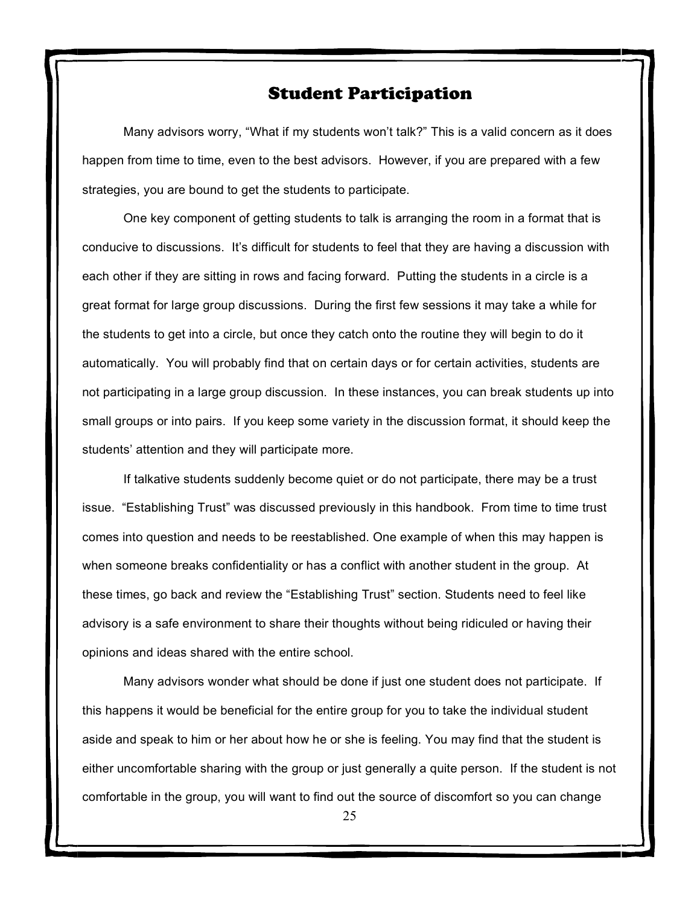## Student Participation

Many advisors worry, “What if my students won't talk?” This is a valid concern as it does happen from time to time, even to the best advisors. However, if you are prepared with a few strategies, you are bound to get the students to participate.

One key component of getting students to talk is arranging the room in a format that is conducive to discussions. It's difficult for students to feel that they are having a discussion with each other if they are sitting in rows and facing forward. Putting the students in a circle is a great format for large group discussions. During the first few sessions it may take a while for the students to get into a circle, but once they catch onto the routine they will begin to do it automatically. You will probably find that on certain days or for certain activities, students are not participating in a large group discussion. In these instances, you can break students up into small groups or into pairs. If you keep some variety in the discussion format, it should keep the students' attention and they will participate more.

If talkative students suddenly become quiet or do not participate, there may be a trust issue. “Establishing Trust” was discussed previously in this handbook. From time to time trust comes into question and needs to be reestablished. One example of when this may happen is when someone breaks confidentiality or has a conflict with another student in the group. At these times, go back and review the “Establishing Trust” section. Students need to feel like advisory is a safe environment to share their thoughts without being ridiculed or having their opinions and ideas shared with the entire school.

Many advisors wonder what should be done if just one student does not participate. If this happens it would be beneficial for the entire group for you to take the individual student aside and speak to him or her about how he or she is feeling. You may find that the student is either uncomfortable sharing with the group or just generally a quite person. If the student is not comfortable in the group, you will want to find out the source of discomfort so you can change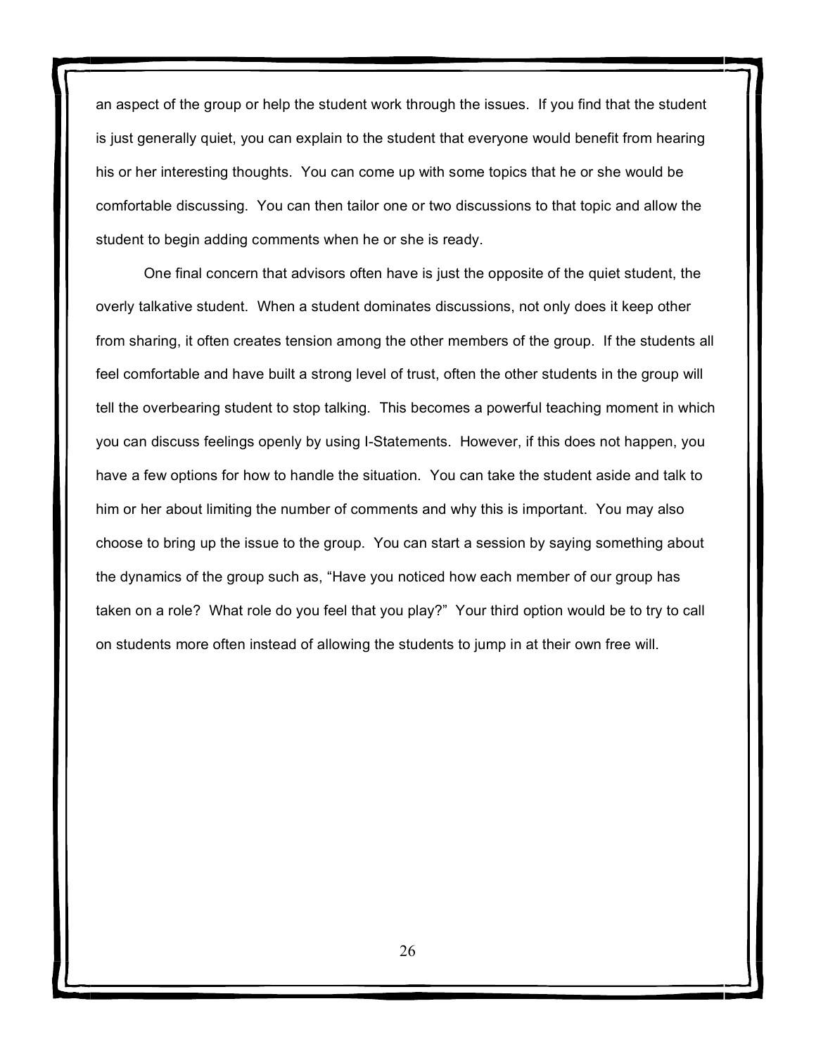an aspect of the group or help the student work through the issues. If you find that the student is just generally quiet, you can explain to the student that everyone would benefit from hearing his or her interesting thoughts. You can come up with some topics that he or she would be comfortable discussing. You can then tailor one or two discussions to that topic and allow the student to begin adding comments when he or she is ready.

One final concern that advisors often have is just the opposite of the quiet student, the overly talkative student. When a student dominates discussions, not only does it keep other from sharing, it often creates tension among the other members of the group. If the students all feel comfortable and have built a strong level of trust, often the other students in the group will tell the overbearing student to stop talking. This becomes a powerful teaching moment in which you can discuss feelings openly by using I-Statements. However, if this does not happen, you have a few options for how to handle the situation. You can take the student aside and talk to him or her about limiting the number of comments and why this is important. You may also choose to bring up the issue to the group. You can start a session by saying something about the dynamics of the group such as, "Have you noticed how each member of our group has taken on a role? What role do you feel that you play?" Your third option would be to try to call on students more often instead of allowing the students to jump in at their own free will.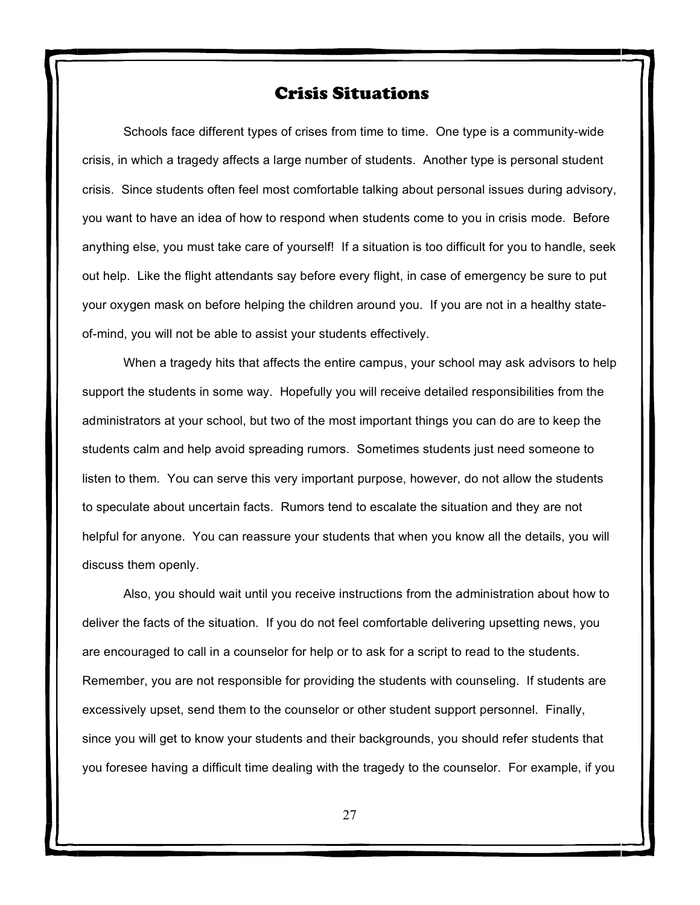# Crisis Situations

Schools face different types of crises from time to time. One type is a community-wide crisis, in which a tragedy affects a large number of students. Another type is personal student crisis. Since students often feel most comfortable talking about personal issues during advisory, you want to have an idea of how to respond when students come to you in crisis mode. Before anything else, you must take care of yourself! If a situation is too difficult for you to handle, seek out help. Like the flight attendants say before every flight, in case of emergency be sure to put your oxygen mask on before helping the children around you. If you are not in a healthy state-of-mind, you will not be able to assist your students effectively.

When a tragedy hits that affects the entire campus, your school may ask advisors to help support the students in some way. Hopefully you will receive detailed responsibilities from the administrators at your school, but two of the most important things you can do are to keep the students calm and help avoid spreading rumors. Sometimes students just need someone to listen to them. You can serve this very important purpose, however, do not allow the students to speculate about uncertain facts. Rumors tend to escalate the situation and they are not helpful for anyone. You can reassure your students that when you know all the details, you will discuss them openly.

Also, you should wait until you receive instructions from the administration about how to deliver the facts of the situation. If you do not feel comfortable delivering upsetting news, you are encouraged to call in a counselor for help or to ask for a script to read to the students. Remember, you are not responsible for providing the students with counseling. If students are excessively upset, send them to the counselor or other student support personnel. Finally, since you will get to know your students and their backgrounds, you should refer students that you foresee having a difficult time dealing with the tragedy to the counselor. For example, if you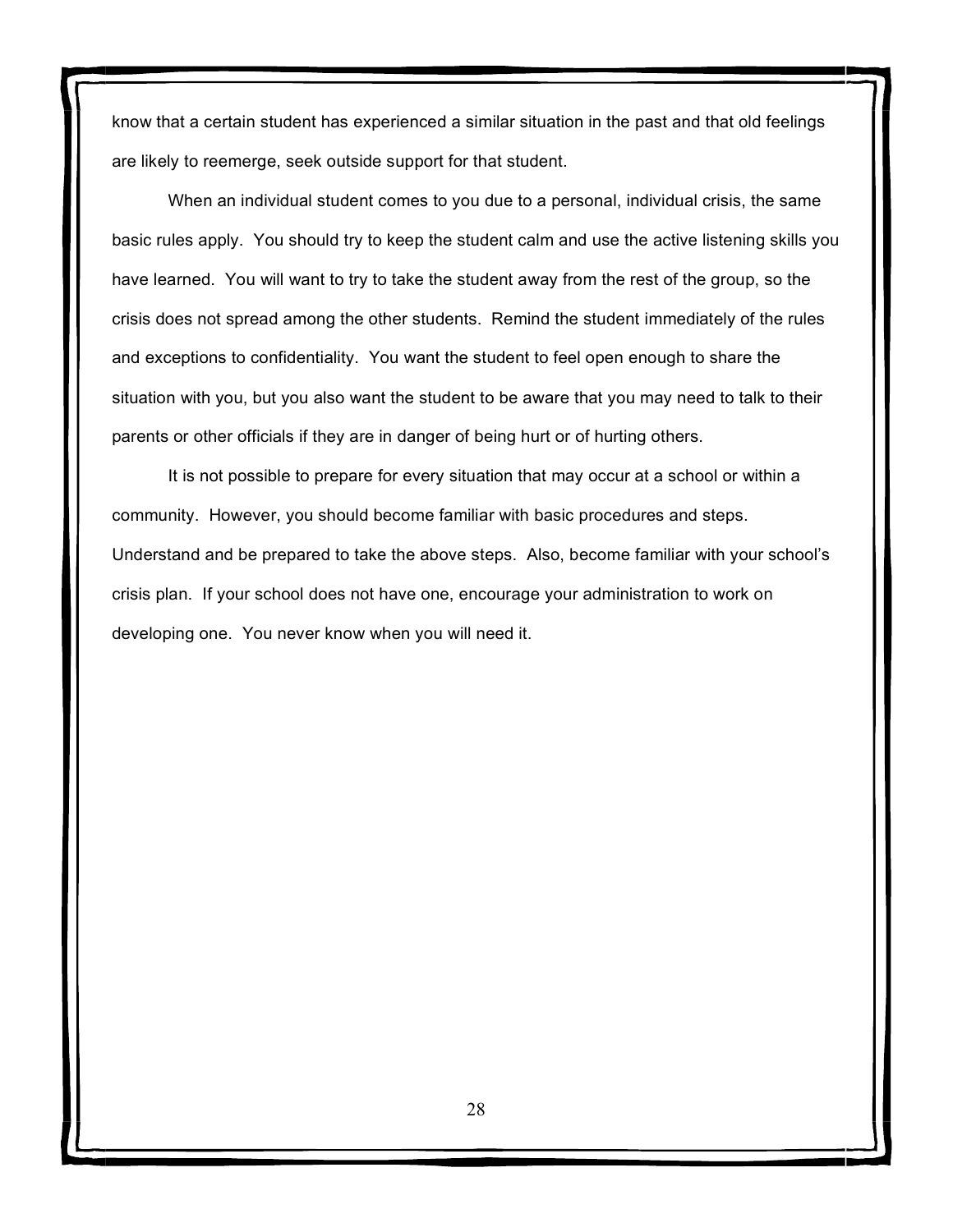know that a certain student has experienced a similar situation in the past and that old feelings are likely to reemerge, seek outside support for that student.

When an individual student comes to you due to a personal, individual crisis, the same basic rules apply. You should try to keep the student calm and use the active listening skills you have learned. You will want to try to take the student away from the rest of the group, so the crisis does not spread among the other students. Remind the student immediately of the rules and exceptions to confidentiality. You want the student to feel open enough to share the situation with you, but you also want the student to be aware that you may need to talk to their parents or other officials if they are in danger of being hurt or of hurting others.

It is not possible to prepare for every situation that may occur at a school or within a community. However, you should become familiar with basic procedures and steps. Understand and be prepared to take the above steps. Also, become familiar with your school's crisis plan. If your school does not have one, encourage your administration to work on developing one. You never know when you will need it.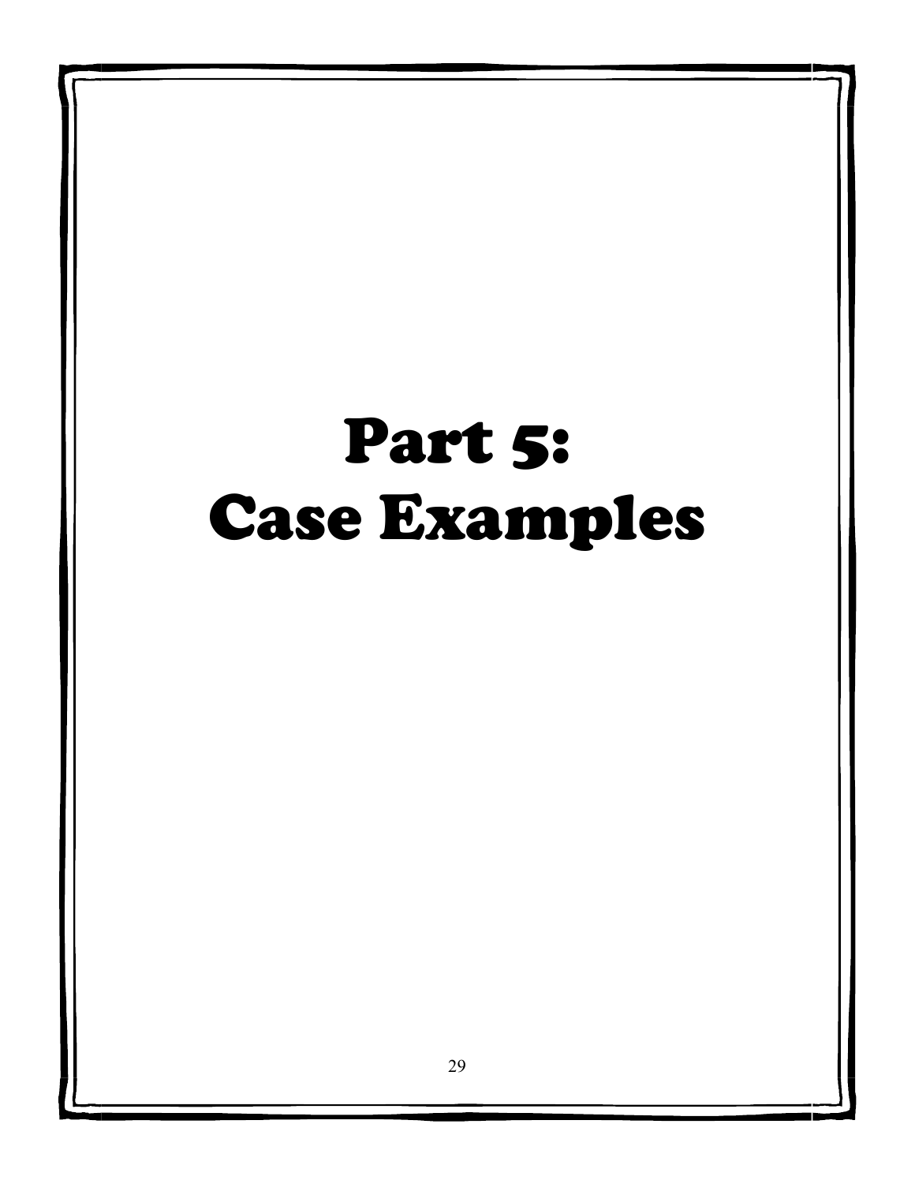# Part 5: Case Examples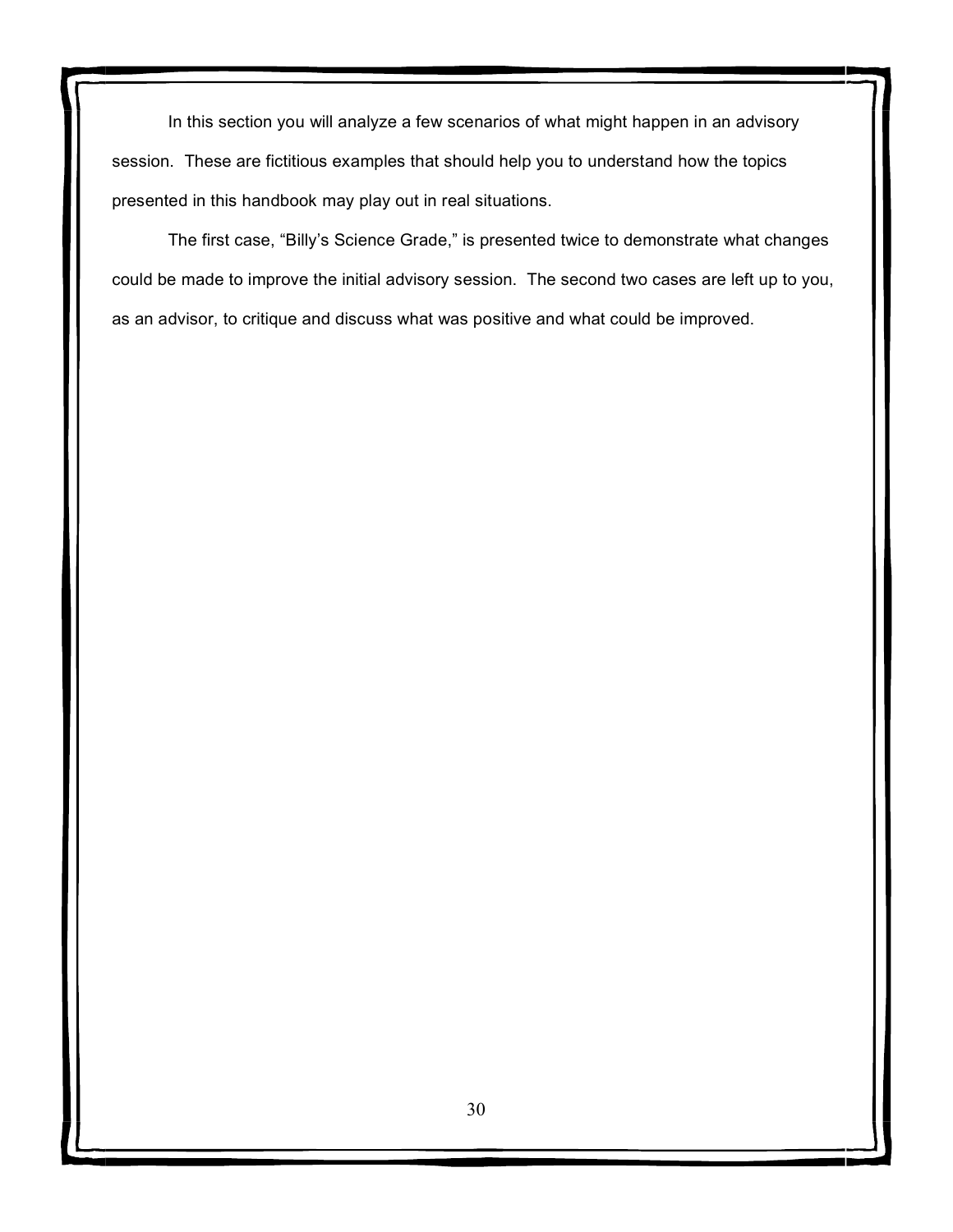In this section you will analyze a few scenarios of what might happen in an advisory session. These are fictitious examples that should help you to understand how the topics presented in this handbook may play out in real situations.

The first case, “Billy’s Science Grade,” is presented twice to demonstrate what changes could be made to improve the initial advisory session. The second two cases are left up to you, as an advisor, to critique and discuss what was positive and what could be improved.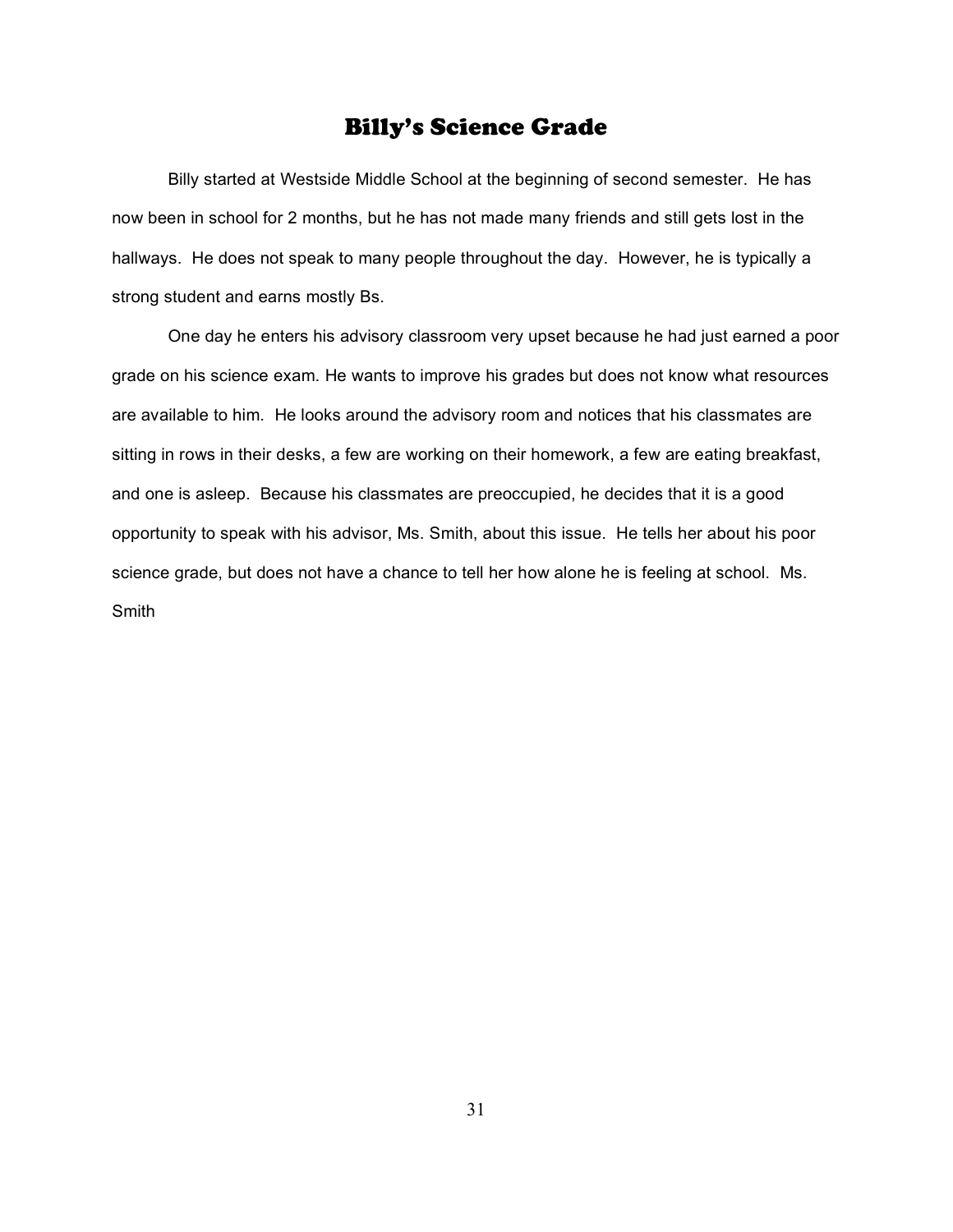# Billy's Science Grade

Billy started at Westside Middle School at the beginning of second semester. He has now been in school for 2 months, but he has not made many friends and still gets lost in the hallways. He does not speak to many people throughout the day. However, he is typically a strong student and earns mostly Bs.

One day he enters his advisory classroom very upset because he had just earned a poor grade on his science exam. He wants to improve his grades but does not know what resources are available to him. He looks around the advisory room and notices that his classmates are sitting in rows in their desks, a few are working on their homework, a few are eating breakfast, and one is asleep. Because his classmates are preoccupied, he decides that it is a good opportunity to speak with his advisor, Ms. Smith, about this issue. He tells her about his poor science grade, but does not have a chance to tell her how alone he is feeling at school. Ms. Smith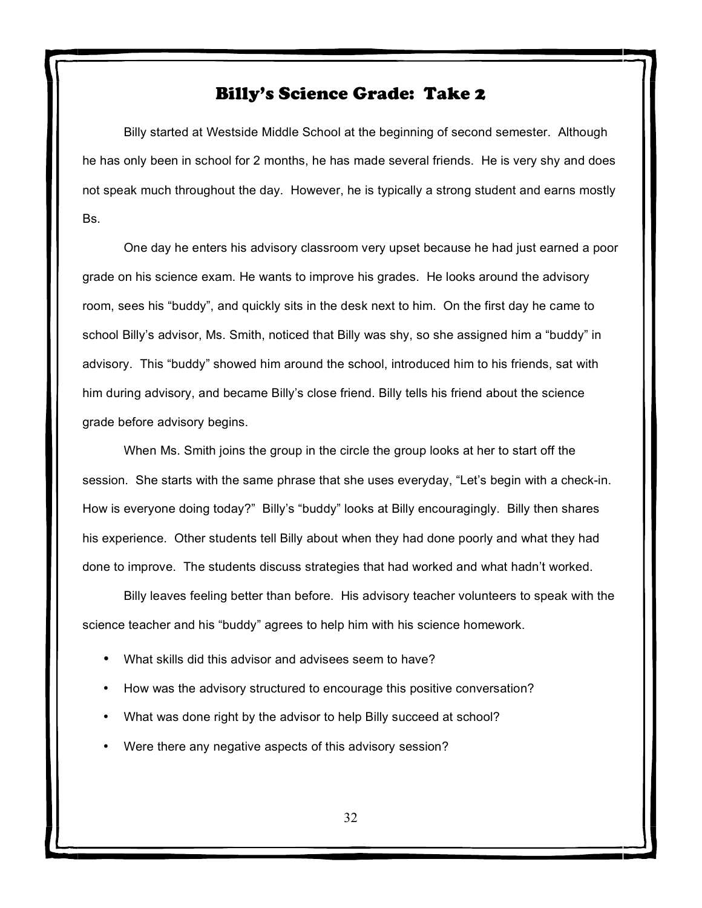# Billy's Science Grade: Take 2

Billy started at Westside Middle School at the beginning of second semester. Although he has only been in school for 2 months, he has made several friends. He is very shy and does not speak much throughout the day. However, he is typically a strong student and earns mostly Bs.

One day he enters his advisory classroom very upset because he had just earned a poor grade on his science exam. He wants to improve his grades. He looks around the advisory room, sees his "buddy", and quickly sits in the desk next to him. On the first day he came to school Billy's advisor, Ms. Smith, noticed that Billy was shy, so she assigned him a "buddy" in advisory. This "buddy" showed him around the school, introduced him to his friends, sat with him during advisory, and became Billy's close friend. Billy tells his friend about the science grade before advisory begins.

When Ms. Smith joins the group in the circle the group looks at her to start off the session. She starts with the same phrase that she uses everyday, "Let's begin with a check-in. How is everyone doing today?" Billy's "buddy" looks at Billy encouragingly. Billy then shares his experience. Other students tell Billy about when they had done poorly and what they had done to improve. The students discuss strategies that had worked and what hadn't worked.

Billy leaves feeling better than before. His advisory teacher volunteers to speak with the science teacher and his "buddy" agrees to help him with his science homework.

- What skills did this advisor and advisees seem to have?
- How was the advisory structured to encourage this positive conversation?
- What was done right by the advisor to help Billy succeed at school?
- Were there any negative aspects of this advisory session?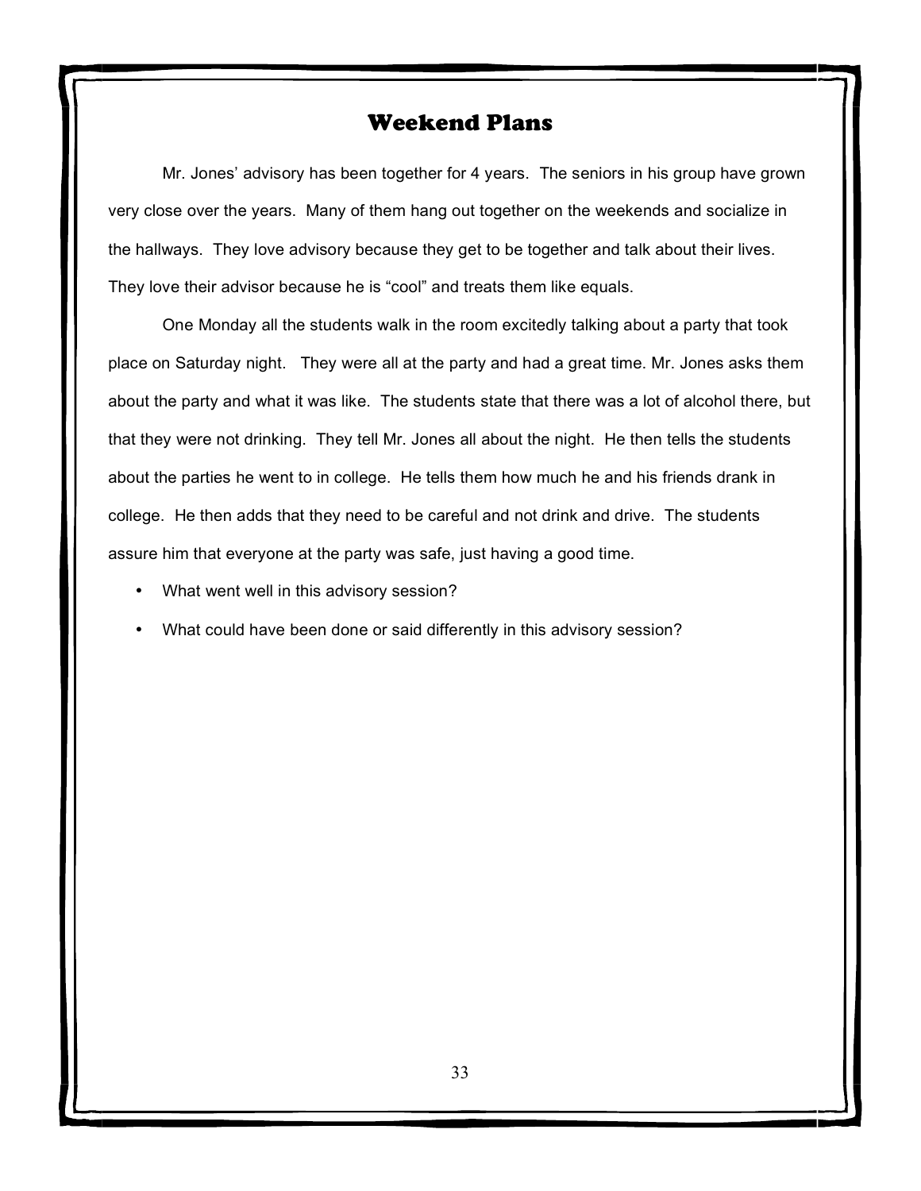## Weekend Plans

Mr. Jones' advisory has been together for 4 years. The seniors in his group have grown very close over the years. Many of them hang out together on the weekends and socialize in the hallways. They love advisory because they get to be together and talk about their lives. They love their advisor because he is "cool" and treats them like equals.

One Monday all the students walk in the room excitedly talking about a party that took place on Saturday night. They were all at the party and had a great time. Mr. Jones asks them about the party and what it was like. The students state that there was a lot of alcohol there, but that they were not drinking. They tell Mr. Jones all about the night. He then tells the students about the parties he went to in college. He tells them how much he and his friends drank in college. He then adds that they need to be careful and not drink and drive. The students assure him that everyone at the party was safe, just having a good time.

- What went well in this advisory session?
- What could have been done or said differently in this advisory session?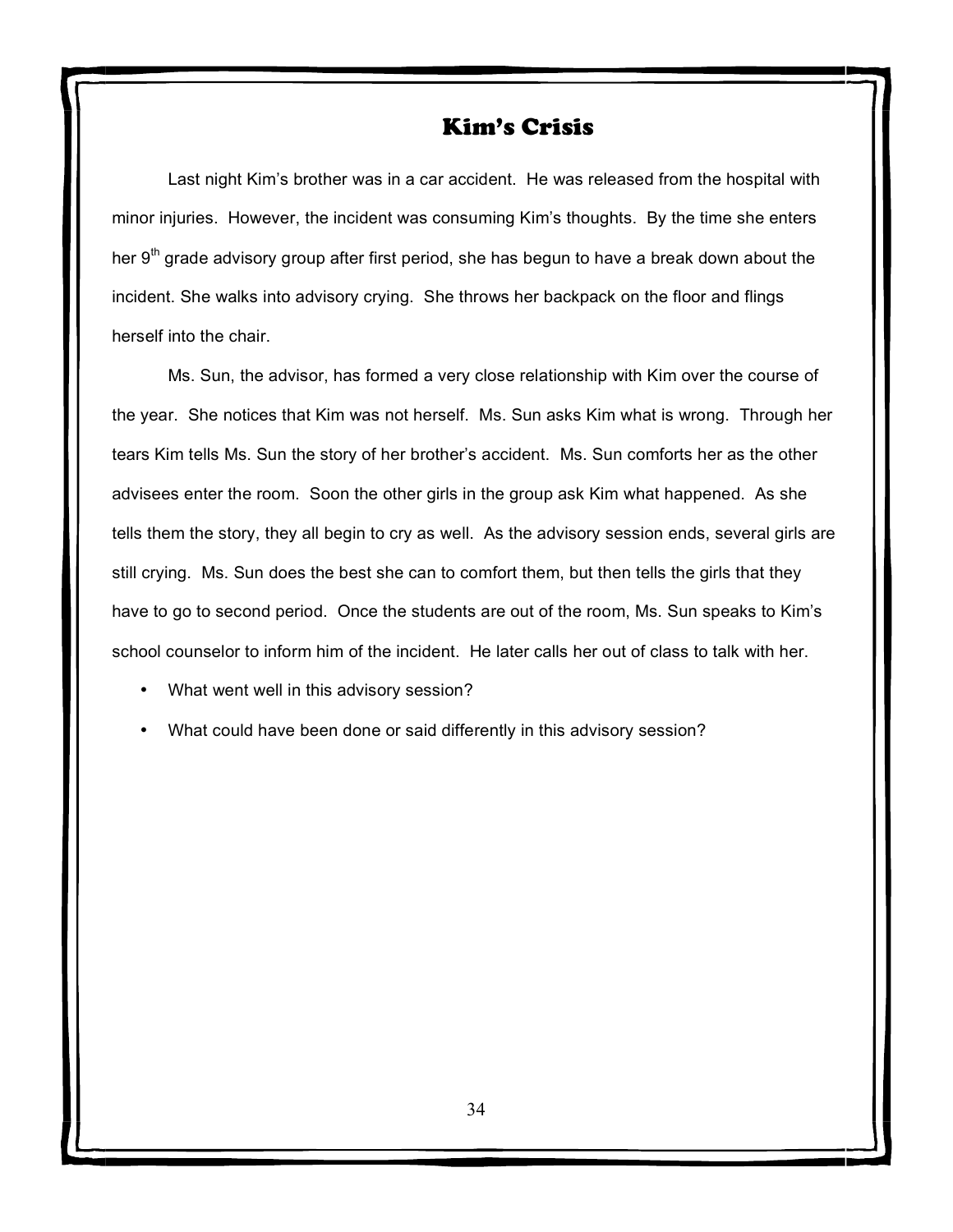## Kim's Crisis

Last night Kim's brother was in a car accident. He was released from the hospital with minor injuries. However, the incident was consuming Kim's thoughts. By the time she enters her 9th grade advisory group after first period, she has begun to have a break down about the incident. She walks into advisory crying. She throws her backpack on the floor and flings herself into the chair.

Ms. Sun, the advisor, has formed a very close relationship with Kim over the course of the year. She notices that Kim was not herself. Ms. Sun asks Kim what is wrong. Through her tears Kim tells Ms. Sun the story of her brother's accident. Ms. Sun comforts her as the other advisees enter the room. Soon the other girls in the group ask Kim what happened. As she tells them the story, they all begin to cry as well. As the advisory session ends, several girls are still crying. Ms. Sun does the best she can to comfort them, but then tells the girls that they have to go to second period. Once the students are out of the room, Ms. Sun speaks to Kim's school counselor to inform him of the incident. He later calls her out of class to talk with her.

- What went well in this advisory session?
- What could have been done or said differently in this advisory session?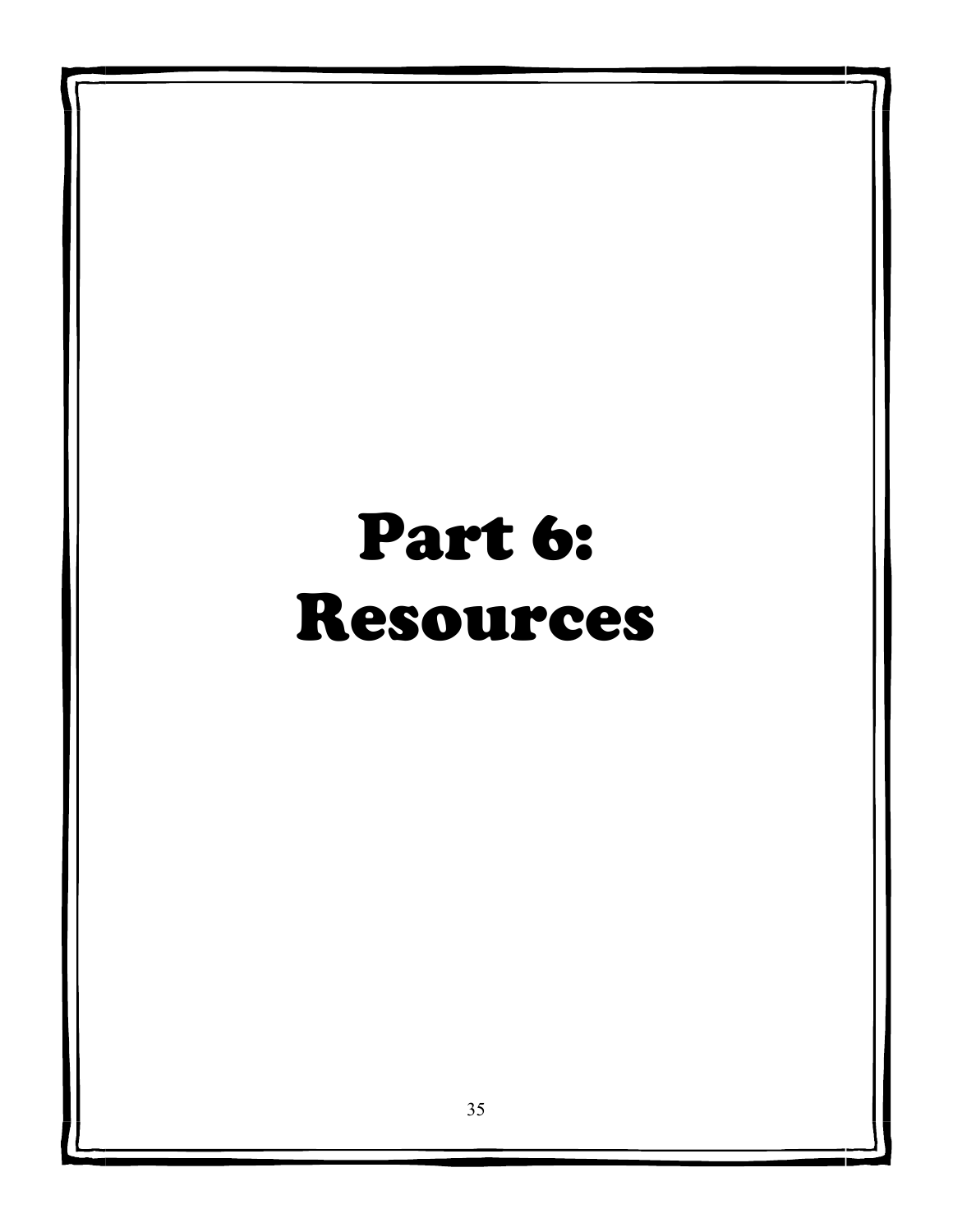# Part 6: Resources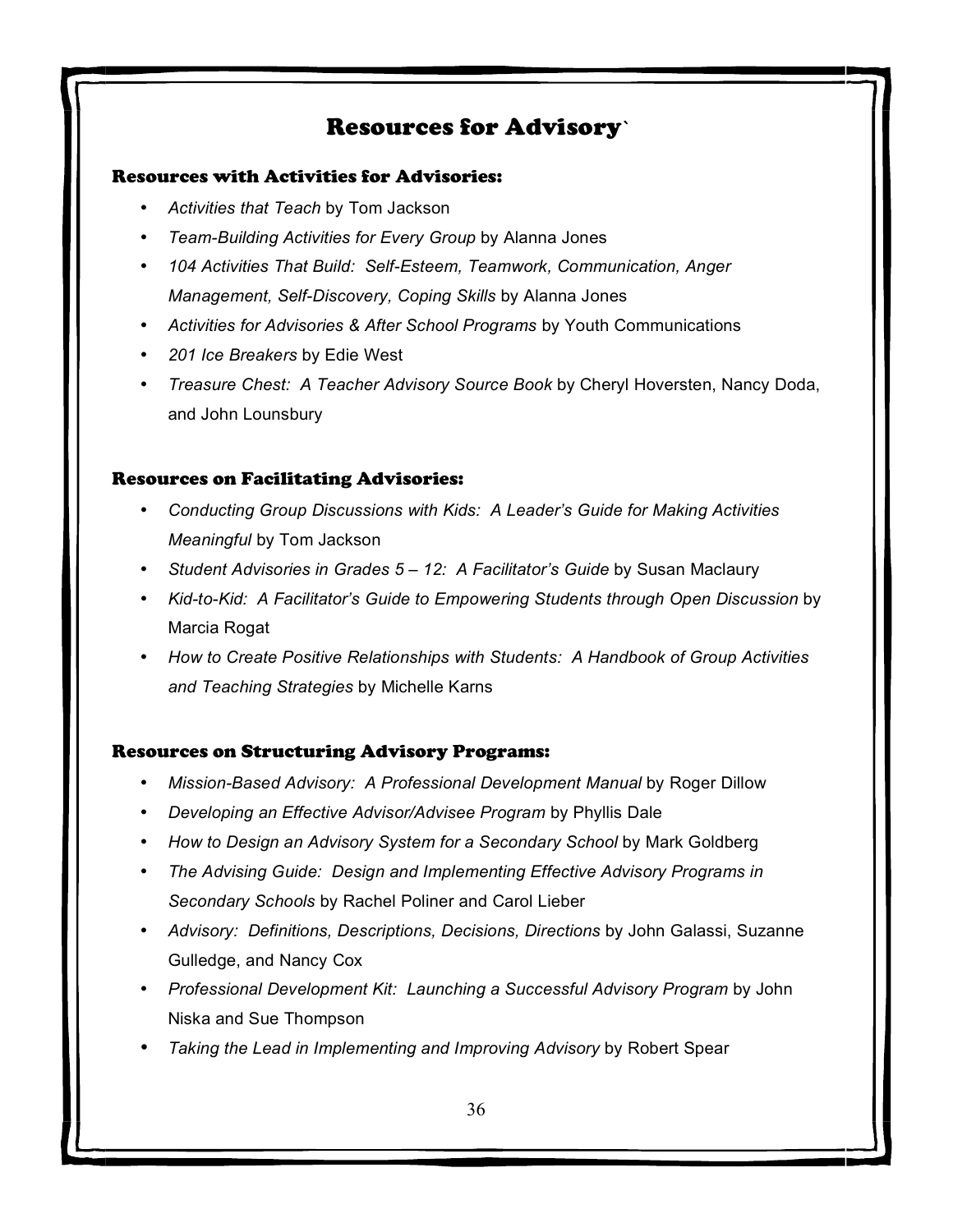# Resources for Advisory`

### Resources with Activities for Advisories:

- *Activities that Teach* by Tom Jackson
- *Team-Building Activities for Every Group* by Alanna Jones
- *104 Activities That Build: Self-Esteem, Teamwork, Communication, Anger Management, Self-Discovery, Coping Skills* by Alanna Jones
- *Activities for Advisories & After School Programs* by Youth Communications
- *201 Ice Breakers* by Edie West
- *Treasure Chest: A Teacher Advisory Source Book* by Cheryl Hoversten, Nancy Doda, and John Lounsbury

### Resources on Facilitating Advisories:

- *Conducting Group Discussions with Kids: A Leader's Guide for Making Activities Meaningful* by Tom Jackson
- *Student Advisories in Grades 5 – 12: A Facilitator's Guide* by Susan Maclaury
- *Kid-to-Kid: A Facilitator's Guide to Empowering Students through Open Discussion* by Marcia Rogat
- *How to Create Positive Relationships with Students: A Handbook of Group Activities and Teaching Strategies* by Michelle Karns

### Resources on Structuring Advisory Programs:

- *Mission-Based Advisory: A Professional Development Manual* by Roger Dillow
- *Developing an Effective Advisor/Advisee Program* by Phyllis Dale
- *How to Design an Advisory System for a Secondary School* by Mark Goldberg
- *The Advising Guide: Design and Implementing Effective Advisory Programs in Secondary Schools* by Rachel Poliner and Carol Lieber
- *Advisory: Definitions, Descriptions, Decisions, Directions* by John Galassi, Suzanne Gulledge, and Nancy Cox
- *Professional Development Kit: Launching a Successful Advisory Program* by John Niska and Sue Thompson
- *Taking the Lead in Implementing and Improving Advisory* by Robert Spear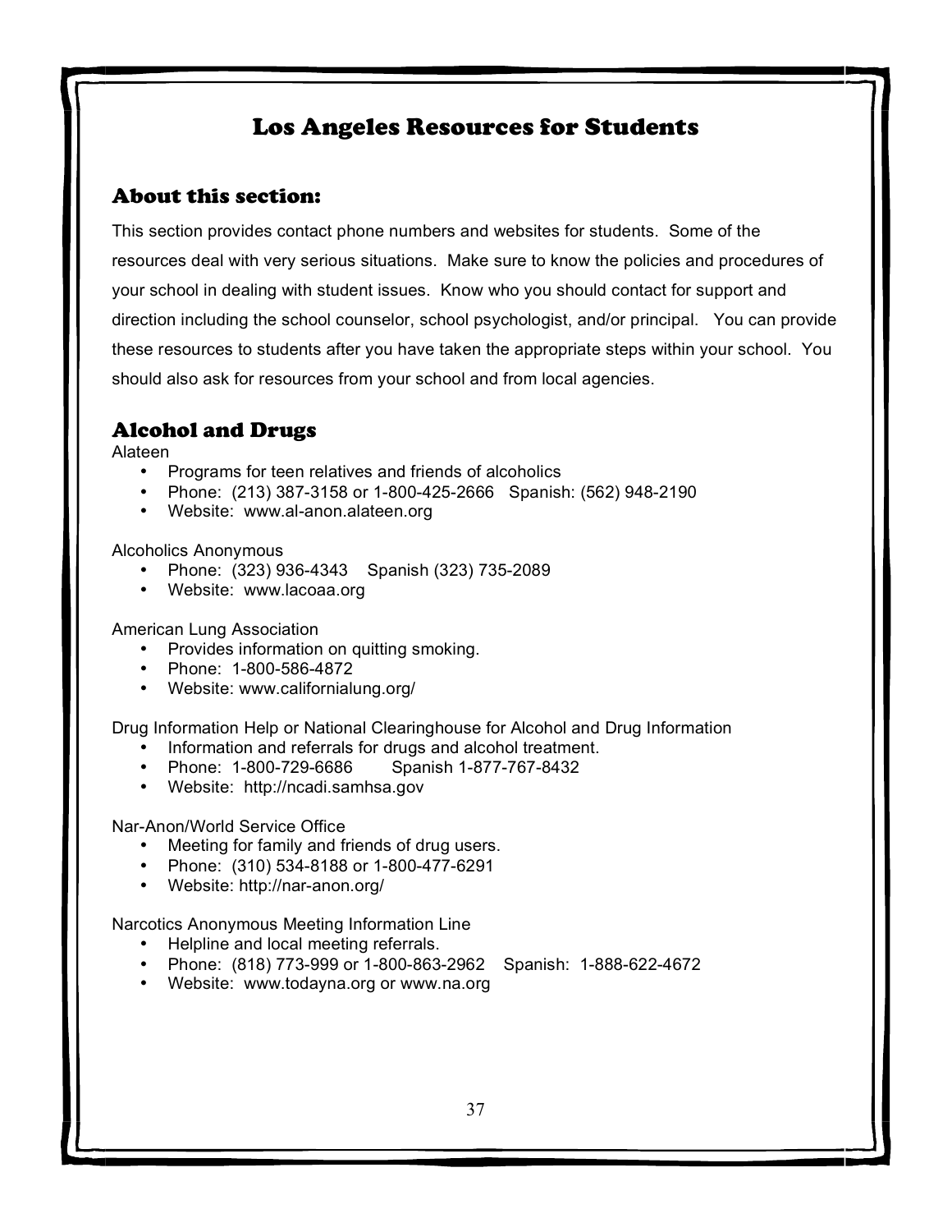# Los Angeles Resources for Students

## About this section:

This section provides contact phone numbers and websites for students. Some of the resources deal with very serious situations. Make sure to know the policies and procedures of your school in dealing with student issues. Know who you should contact for support and direction including the school counselor, school psychologist, and/or principal. You can provide these resources to students after you have taken the appropriate steps within your school. You should also ask for resources from your school and from local agencies.

## Alcohol and Drugs

Alateen

- Programs for teen relatives and friends of alcoholics
- Phone: (213) 387-3158 or 1-800-425-2666 Spanish: (562) 948-2190
- Website: www.al-anon.alateen.org

Alcoholics Anonymous

- Phone: (323) 936-4343 Spanish (323) 735-2089
- Website: www.lacoaa.org

American Lung Association

- Provides information on quitting smoking.
- Phone: 1-800-586-4872
- Website: www.californialung.org/

Drug Information Help or National Clearinghouse for Alcohol and Drug Information

- Information and referrals for drugs and alcohol treatment.
- Phone: 1-800-729-6686 Spanish 1-877-767-8432
- Website: http://ncadi.samhsa.gov

Nar-Anon/World Service Office

- Meeting for family and friends of drug users.
- Phone: (310) 534-8188 or 1-800-477-6291
- Website: http://nar-anon.org/

Narcotics Anonymous Meeting Information Line

- Helpline and local meeting referrals.
- Phone: (818) 773-999 or 1-800-863-2962 Spanish: 1-888-622-4672
- Website: www.todayna.org or www.na.org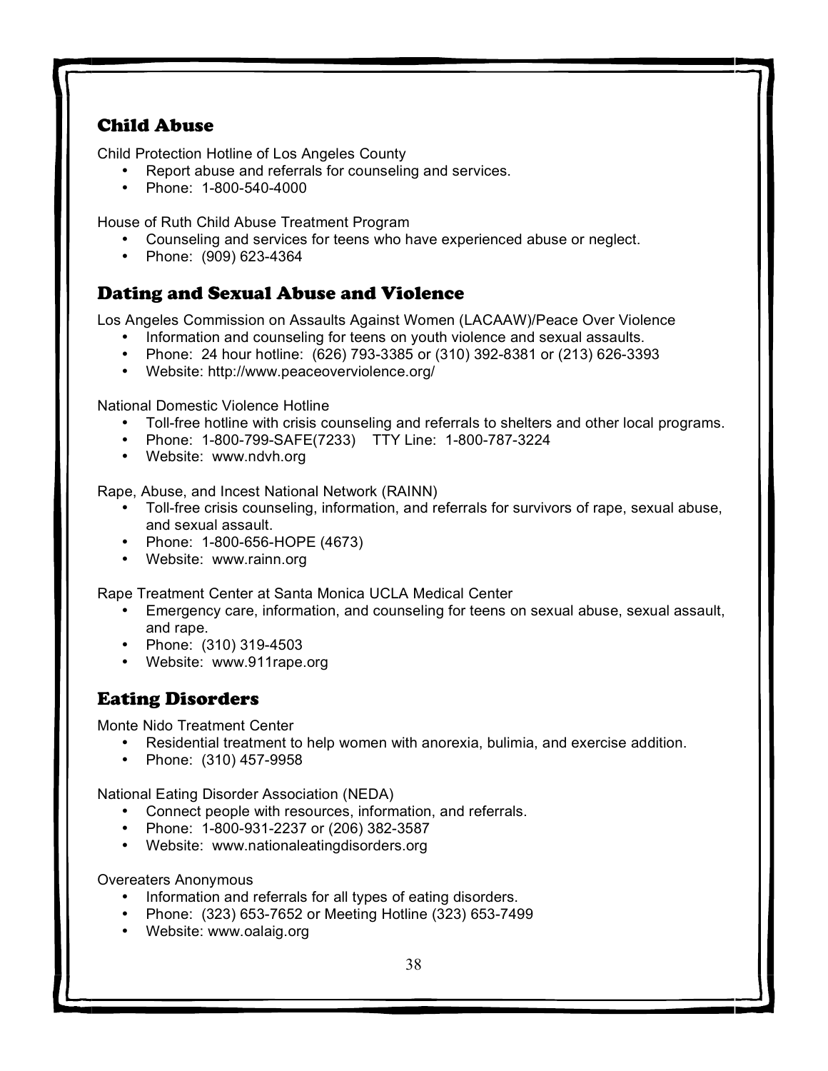## Child Abuse

Child Protection Hotline of Los Angeles County

- Report abuse and referrals for counseling and services.
- Phone: 1-800-540-4000

House of Ruth Child Abuse Treatment Program

- Counseling and services for teens who have experienced abuse or neglect.
- Phone: (909) 623-4364

## Dating and Sexual Abuse and Violence

Los Angeles Commission on Assaults Against Women (LACAAW)/Peace Over Violence

- Information and counseling for teens on youth violence and sexual assaults.
- Phone: 24 hour hotline: (626) 793-3385 or (310) 392-8381 or (213) 626-3393
- Website: http://www.peaceoverviolence.org/

National Domestic Violence Hotline

- Toll-free hotline with crisis counseling and referrals to shelters and other local programs.
- Phone: 1-800-799-SAFE(7233) TTY Line: 1-800-787-3224
- Website: www.ndvh.org

Rape, Abuse, and Incest National Network (RAINN)

- Toll-free crisis counseling, information, and referrals for survivors of rape, sexual abuse, and sexual assault.
- Phone: 1-800-656-HOPE (4673)
- Website: www.rainn.org

Rape Treatment Center at Santa Monica UCLA Medical Center

- Emergency care, information, and counseling for teens on sexual abuse, sexual assault, and rape.
- Phone: (310) 319-4503
- Website: www.911rape.org

## Eating Disorders

Monte Nido Treatment Center

- Residential treatment to help women with anorexia, bulimia, and exercise addition.
- Phone: (310) 457-9958

National Eating Disorder Association (NEDA)

- Connect people with resources, information, and referrals.
- Phone: 1-800-931-2237 or (206) 382-3587
- Website: www.nationaleatingdisorders.org

Overeaters Anonymous

- Information and referrals for all types of eating disorders.
- Phone: (323) 653-7652 or Meeting Hotline (323) 653-7499
- Website: www.oalaig.org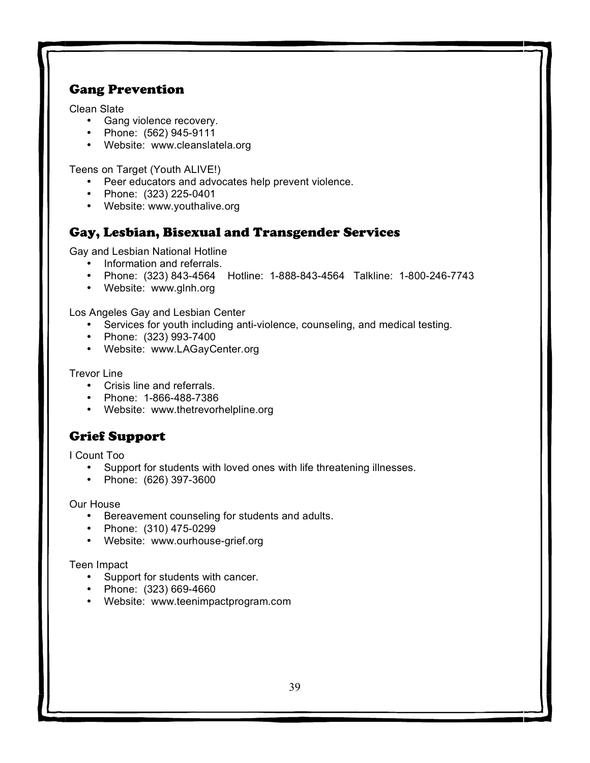## Gang Prevention

Clean Slate

- Gang violence recovery.
- Phone: (562) 945-9111
- Website: www.cleanslatela.org

Teens on Target (Youth ALIVE!)

- Peer educators and advocates help prevent violence.
- Phone: (323) 225-0401
- Website: www.youthalive.org

## Gay, Lesbian, Bisexual and Transgender Services

Gay and Lesbian National Hotline

- Information and referrals.
- Phone: (323) 843-4564 Hotline: 1-888-843-4564 Talkline: 1-800-246-7743
- Website: www.glnh.org

Los Angeles Gay and Lesbian Center

- Services for youth including anti-violence, counseling, and medical testing.
- Phone: (323) 993-7400
- Website: www.LAGayCenter.org

Trevor Line

- Crisis line and referrals.
- Phone: 1-866-488-7386
- Website: www.thetrevorhelpline.org

## Grief Support

I Count Too

- Support for students with loved ones with life threatening illnesses.
- Phone: (626) 397-3600

Our House

- Bereavement counseling for students and adults.
- Phone: (310) 475-0299
- Website: www.ourhouse-grief.org

Teen Impact

- Support for students with cancer.
- Phone: (323) 669-4660
- Website: www.teenimpactprogram.com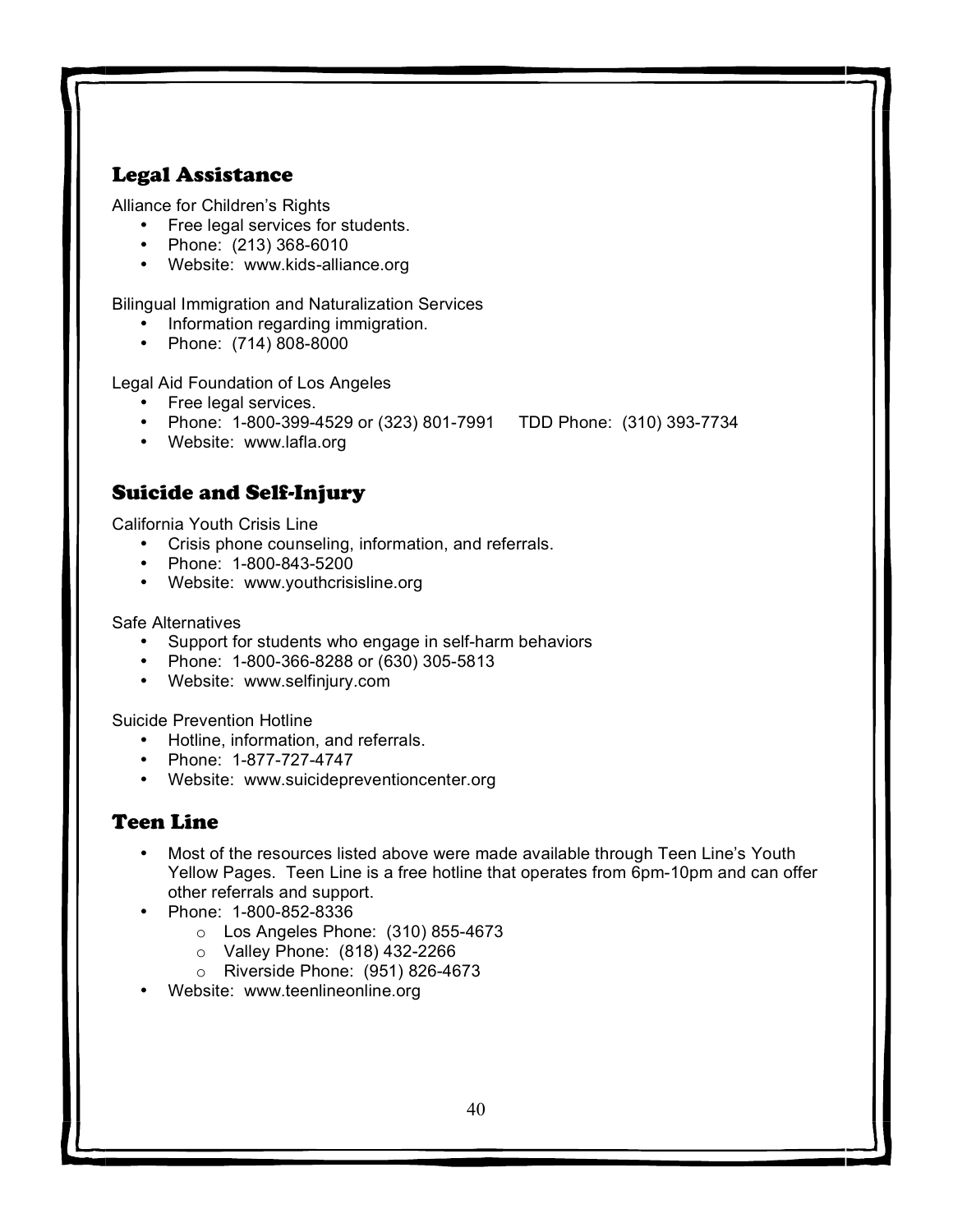## Legal Assistance

Alliance for Children's Rights

- Free legal services for students.
- Phone: (213) 368-6010
- Website: www.kids-alliance.org

Bilingual Immigration and Naturalization Services

- Information regarding immigration.
- Phone: (714) 808-8000

Legal Aid Foundation of Los Angeles

- Free legal services.
- Phone: 1-800-399-4529 or (323) 801-7991 TDD Phone: (310) 393-7734
- Website: www.lafla.org

## Suicide and Self-Injury

California Youth Crisis Line

- Crisis phone counseling, information, and referrals.
- Phone: 1-800-843-5200
- Website: www.youthcrisisline.org

Safe Alternatives

- Support for students who engage in self-harm behaviors
- Phone: 1-800-366-8288 or (630) 305-5813
- Website: www.selfinjury.com

Suicide Prevention Hotline

- Hotline, information, and referrals.
- Phone: 1-877-727-4747
- Website: www.suicidepreventioncenter.org

## Teen Line

- Most of the resources listed above were made available through Teen Line's Youth Yellow Pages. Teen Line is a free hotline that operates from 6pm-10pm and can offer other referrals and support.
- Phone: 1-800-852-8336
  - Los Angeles Phone: (310) 855-4673
  - Valley Phone: (818) 432-2266
  - Riverside Phone: (951) 826-4673
- Website: www.teenlineonline.org